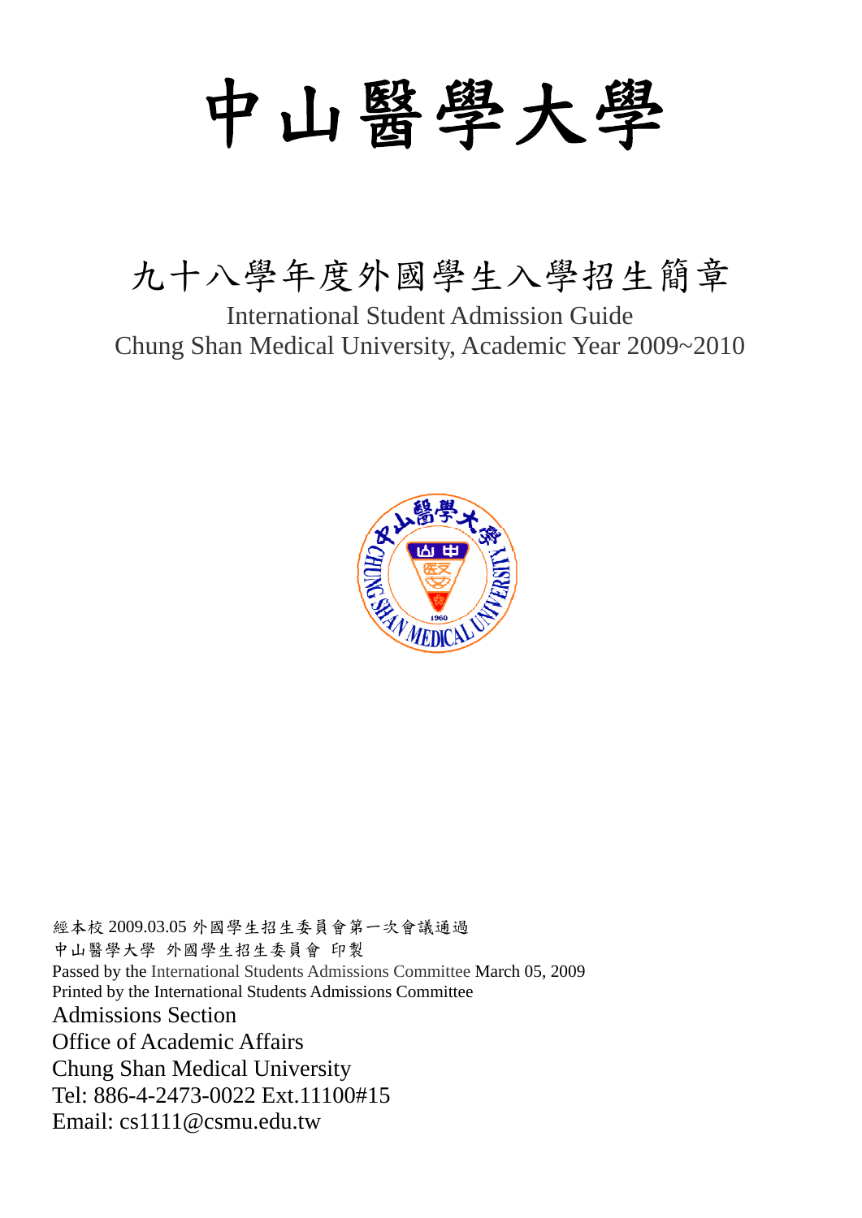# 中山醫學大學

## 九十八學年度外國學生入學招生簡章

International Student Admission Guide
Chung Shan Medical University, Academic Year 2009~2010

經本校 2009.03.05 外國學生招生委員會第一次會議通過
中山醫學大學 外國學生招生委員會 印製
Passed by the International Students Admissions Committee March 05, 2009
Printed by the International Students Admissions Committee

Admissions Section
Office of Academic Affairs
Chung Shan Medical University
Tel: 886-4-2473-0022 Ext.11100#15
Email: cs1111@csmu.edu.tw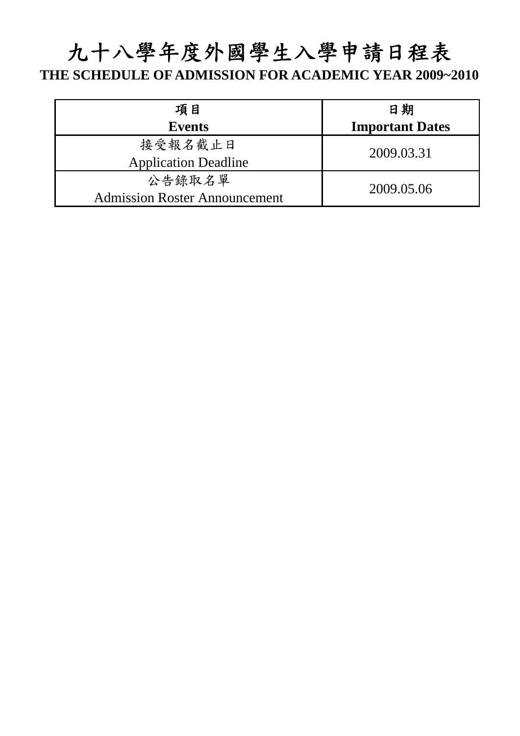# 九十八學年度外國學生入學申請日程表

**THE SCHEDULE OF ADMISSION FOR ACADEMIC YEAR 2009~2010**

| 項目<br>**Events** | 日期<br>**Important Dates** |
|---|---|
| 接受報名截止日<br>Application Deadline | 2009.03.31 |
| 公告錄取名單<br>Admission Roster Announcement | 2009.05.06 |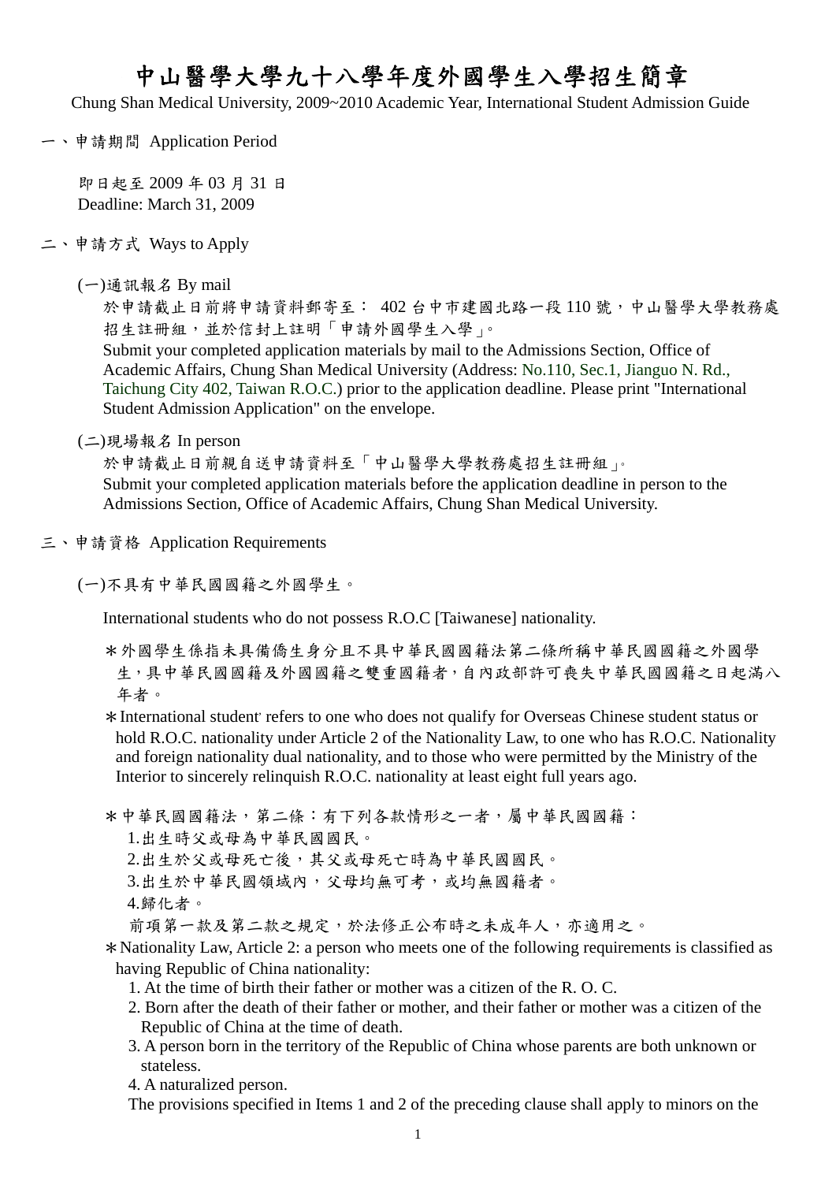# 中山醫學大學九十八學年度外國學生入學招生簡章

Chung Shan Medical University, 2009~2010 Academic Year, International Student Admission Guide

## 一、申請期間 Application Period

即日起至 2009 年 03 月 31 日
Deadline: March 31, 2009

## 二、申請方式 Ways to Apply

(一)通訊報名 By mail

於申請截止日前將申請資料郵寄至： 402 台中市建國北路一段 110 號，中山醫學大學教務處招生註冊組，並於信封上註明「申請外國學生入學」。

Submit your completed application materials by mail to the Admissions Section, Office of Academic Affairs, Chung Shan Medical University (Address: No.110, Sec.1, Jianguo N. Rd., Taichung City 402, Taiwan R.O.C.) prior to the application deadline. Please print "International Student Admission Application" on the envelope.

(二)現場報名 In person

於申請截止日前親自送申請資料至「中山醫學大學教務處招生註冊組」。

Submit your completed application materials before the application deadline in person to the Admissions Section, Office of Academic Affairs, Chung Shan Medical University.

## 三、申請資格 Application Requirements

(一)不具有中華民國國籍之外國學生。

International students who do not possess R.O.C [Taiwanese] nationality.

＊外國學生係指未具備僑生身分且不具中華民國國籍法第二條所稱中華民國國籍之外國學生，具中華民國國籍及外國國籍之雙重國籍者，自內政部許可喪失中華民國國籍之日起滿八年者。

＊International student' refers to one who does not qualify for Overseas Chinese student status or hold R.O.C. nationality under Article 2 of the Nationality Law, to one who has R.O.C. Nationality and foreign nationality dual nationality, and to those who were permitted by the Ministry of the Interior to sincerely relinquish R.O.C. nationality at least eight full years ago.

＊中華民國國籍法，第二條：有下列各款情形之一者，屬中華民國國籍：

1. 出生時父或母為中華民國國民。
2. 出生於父或母死亡後，其父或母死亡時為中華民國國民。
3. 出生於中華民國領域內，父母均無可考，或均無國籍者。
4. 歸化者。

前項第一款及第二款之規定，於法修正公布時之未成年人，亦適用之。

＊Nationality Law, Article 2: a person who meets one of the following requirements is classified as having Republic of China nationality:

1. At the time of birth their father or mother was a citizen of the R. O. C.
2. Born after the death of their father or mother, and their father or mother was a citizen of the Republic of China at the time of death.
3. A person born in the territory of the Republic of China whose parents are both unknown or stateless.
4. A naturalized person.

The provisions specified in Items 1 and 2 of the preceding clause shall apply to minors on the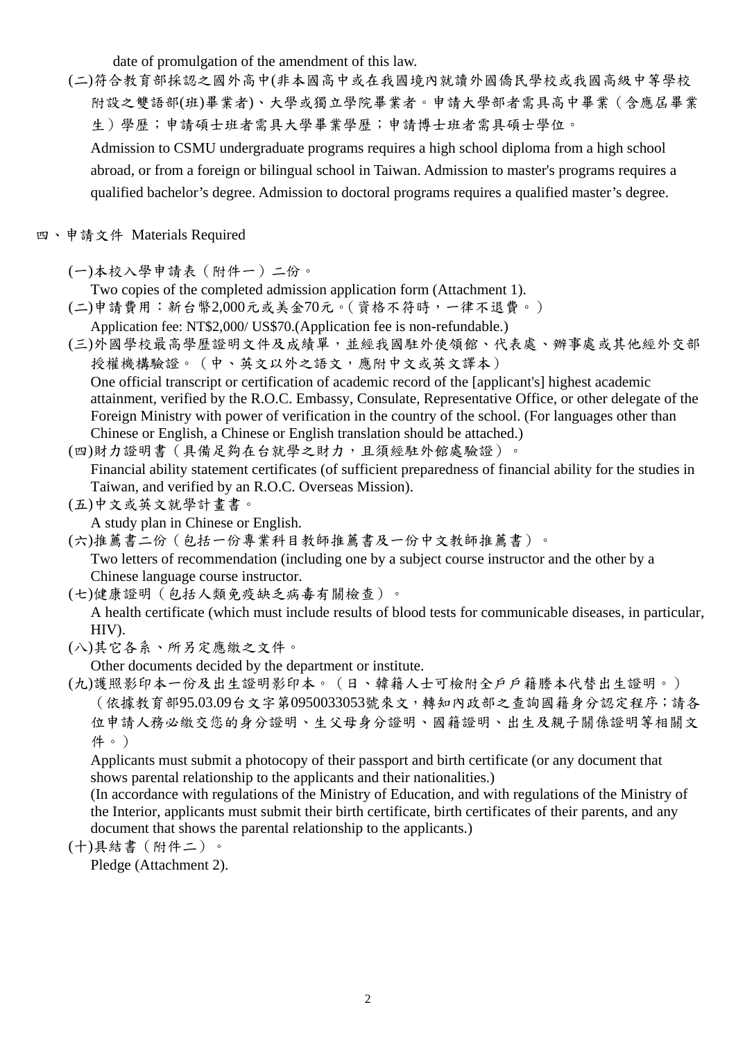date of promulgation of the amendment of this law.

(二)符合教育部採認之國外高中(非本國高中或在我國境內就讀外國僑民學校或我國高級中等學校附設之雙語部(班)畢業者)、大學或獨立學院畢業者。申請大學部者需具高中畢業（含應屆畢業生）學歷；申請碩士班者需具大學畢業學歷；申請博士班者需具碩士學位。

Admission to CSMU undergraduate programs requires a high school diploma from a high school abroad, or from a foreign or bilingual school in Taiwan. Admission to master's programs requires a qualified bachelor’s degree. Admission to doctoral programs requires a qualified master’s degree.

## 四、申請文件 Materials Required

(一)本校入學申請表（附件一）二份。
Two copies of the completed admission application form (Attachment 1).

(二)申請費用：新台幣2,000元或美金70元。(資格不符時，一律不退費。)
Application fee: NT$2,000/ US$70.(Application fee is non-refundable.)

(三)外國學校最高學歷證明文件及成績單，並經我國駐外使領館、代表處、辦事處或其他經外交部授權機構驗證。（中、英文以外之語文，應附中文或英文譯本）
One official transcript or certification of academic record of the [applicant's] highest academic attainment, verified by the R.O.C. Embassy, Consulate, Representative Office, or other delegate of the Foreign Ministry with power of verification in the country of the school. (For languages other than Chinese or English, a Chinese or English translation should be attached.)

(四)財力證明書（具備足夠在台就學之財力，且須經駐外館處驗證）。
Financial ability statement certificates (of sufficient preparedness of financial ability for the studies in Taiwan, and verified by an R.O.C. Overseas Mission).

(五)中文或英文就學計畫書。
A study plan in Chinese or English.

(六)推薦書二份（包括一份專業科目教師推薦書及一份中文教師推薦書）。
Two letters of recommendation (including one by a subject course instructor and the other by a Chinese language course instructor.

(七)健康證明（包括人類免疫缺乏病毒有關檢查）。
A health certificate (which must include results of blood tests for communicable diseases, in particular, HIV).

(八)其它各系、所另定應繳之文件。
Other documents decided by the department or institute.

(九)護照影印本一份及出生證明影印本。（日、韓籍人士可檢附全戶戶籍謄本代替出生證明。）（依據教育部95.03.09台文字第0950033053號來文，轉知內政部之查詢國籍身分認定程序；請各位申請人務必繳交您的身分證明、生父母身分證明、國籍證明、出生及親子關係證明等相關文件。）
Applicants must submit a photocopy of their passport and birth certificate (or any document that shows parental relationship to the applicants and their nationalities.)
(In accordance with regulations of the Ministry of Education, and with regulations of the Ministry of the Interior, applicants must submit their birth certificate, birth certificates of their parents, and any document that shows the parental relationship to the applicants.)

(十)具結書（附件二）。
Pledge (Attachment 2).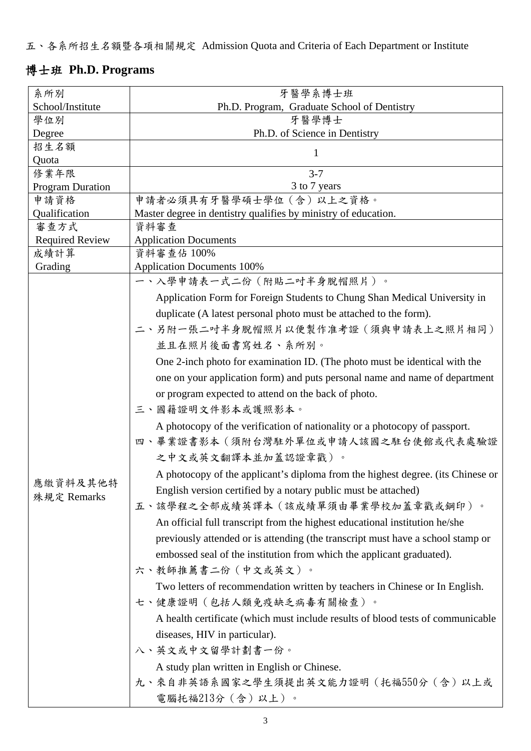五、各系所招生名額暨各項相關規定 Admission Quota and Criteria of Each Department or Institute

## 博士班 Ph.D. Programs

| 系所別<br>School/Institute | 牙醫學系博士班<br>Ph.D. Program, Graduate School of Dentistry |
|---|---|
| 學位別<br>Degree | 牙醫學博士<br>Ph.D. of Science in Dentistry |
| 招生名額<br>Quota | 1 |
| 修業年限<br>Program Duration | 3-7<br>3 to 7 years |
| 申請資格<br>Qualification | 申請者必須具有牙醫學碩士學位（含）以上之資格。<br>Master degree in dentistry qualifies by ministry of education. |
| 審查方式<br>Required Review | 資料審查<br>Application Documents |
| 成績計算<br>Grading | 資料審查佔 100%<br>Application Documents 100% |
| 應繳資料及其他特殊規定 Remarks | 一、入學申請表一式二份（附貼二吋半身脫帽照片）。<br>Application Form for Foreign Students to Chung Shan Medical University in duplicate (A latest personal photo must be attached to the form).<br>二、另附一張二吋半身脫帽照片以便製作准考證（須與申請表上之照片相同）並且在照片後面書寫姓名、系所別。<br>One 2-inch photo for examination ID. (The photo must be identical with the one on your application form) and puts personal name and name of department or program expected to attend on the back of photo.<br>三、國籍證明文件影本或護照影本。<br>A photocopy of the verification of nationality or a photocopy of passport.<br>四、畢業證書影本（須附台灣駐外單位或申請人該國之駐台使館或代表處驗證之中文或英文翻譯本並加蓋認證章戳）。<br>A photocopy of the applicant's diploma from the highest degree. (its Chinese or English version certified by a notary public must be attached)<br>五、該學程之全部成績英譯本（該成績單須由畢業學校加蓋章戳或鋼印）。<br>An official full transcript from the highest educational institution he/she previously attended or is attending (the transcript must have a school stamp or embossed seal of the institution from which the applicant graduated).<br>六、教師推薦書二份（中文或英文）。<br>Two letters of recommendation written by teachers in Chinese or In English.<br>七、健康證明（包括人類免疫缺乏病毒有關檢查）。<br>A health certificate (which must include results of blood tests of communicable diseases, HIV in particular).<br>八、英文或中文留學計劃書一份。<br>A study plan written in English or Chinese.<br>九、來自非英語系國家之學生須提出英文能力證明（托福550分（含）以上或電腦托福213分（含）以上）。 |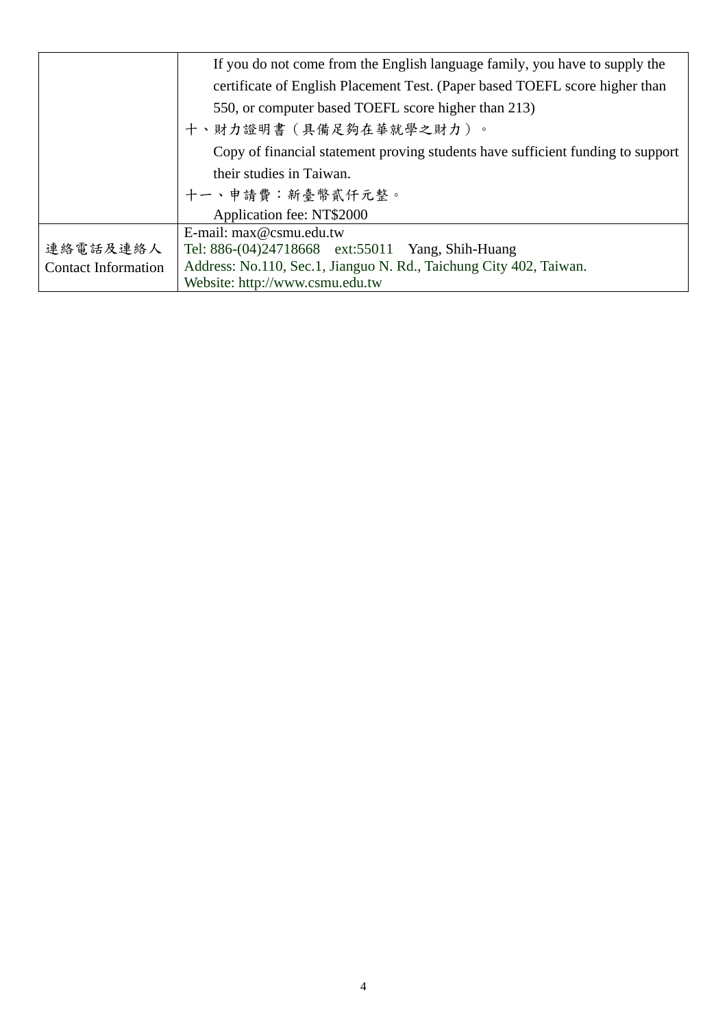| | |
|---|---|
| | If you do not come from the English language family, you have to supply the certificate of English Placement Test. (Paper based TOEFL score higher than 550, or computer based TOEFL score higher than 213)<br>十、財力證明書（具備足夠在華就學之財力）。<br>Copy of financial statement proving students have sufficient funding to support their studies in Taiwan.<br>十一、申請費：新臺幣貳仟元整。<br>Application fee: NT$2000 |
| 連絡電話及連絡人<br>Contact Information | E-mail: max@csmu.edu.tw<br>Tel: 886-(04)24718668 ext:55011 Yang, Shih-Huang<br>Address: No.110, Sec.1, Jianguo N. Rd., Taichung City 402, Taiwan.<br>Website: http://www.csmu.edu.tw |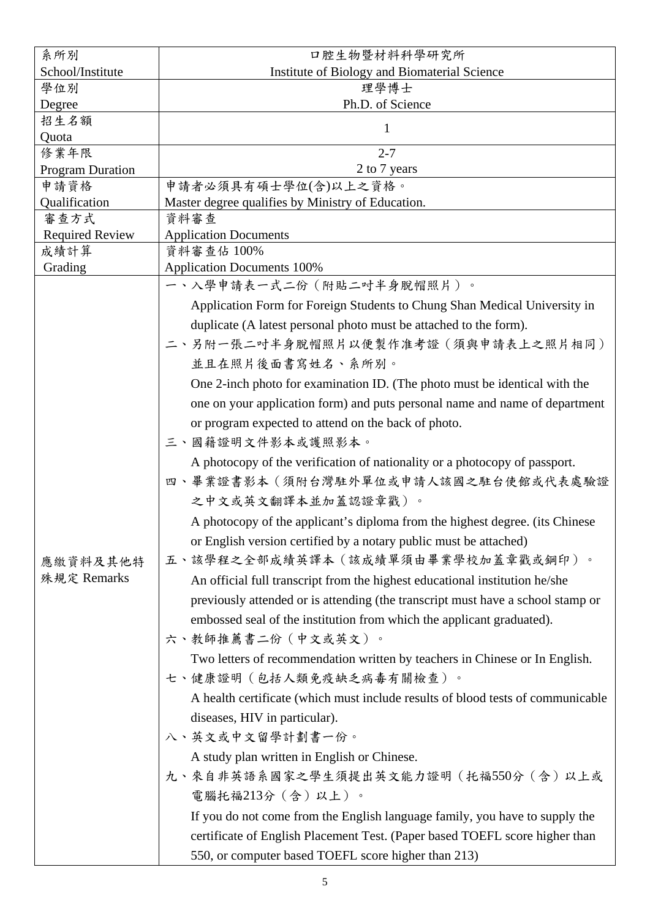| 系所別<br>School/Institute | 口腔生物暨材料科學研究所<br>Institute of Biology and Biomaterial Science |
|---|---|
| 學位別<br>Degree | 理學博士<br>Ph.D. of Science |
| 招生名額<br>Quota | 1 |
| 修業年限<br>Program Duration | 2-7<br>2 to 7 years |
| 申請資格<br>Qualification | 申請者必須具有碩士學位(含)以上之資格。<br>Master degree qualifies by Ministry of Education. |
| 審查方式<br>Required Review | 資料審查<br>Application Documents |
| 成績計算<br>Grading | 資料審查佔 100%<br>Application Documents 100% |
| 應繳資料及其他特殊規定 Remarks | 一、入學申請表一式二份（附貼二吋半身脫帽照片）。<br>Application Form for Foreign Students to Chung Shan Medical University in duplicate (A latest personal photo must be attached to the form).<br>二、另附一張二吋半身脫帽照片以便製作准考證（須與申請表上之照片相同）並且在照片後面書寫姓名、系所別。<br>One 2-inch photo for examination ID. (The photo must be identical with the one on your application form) and puts personal name and name of department or program expected to attend on the back of photo.<br>三、國籍證明文件影本或護照影本。<br>A photocopy of the verification of nationality or a photocopy of passport.<br>四、畢業證書影本（須附台灣駐外單位或申請人該國之駐台使館或代表處驗證之中文或英文翻譯本並加蓋認證章戳）。<br>A photocopy of the applicant's diploma from the highest degree. (its Chinese or English version certified by a notary public must be attached)<br>五、該學程之全部成績英譯本（該成績單須由畢業學校加蓋章戳或鋼印）。<br>An official full transcript from the highest educational institution he/she previously attended or is attending (the transcript must have a school stamp or embossed seal of the institution from which the applicant graduated).<br>六、教師推薦書二份（中文或英文）。<br>Two letters of recommendation written by teachers in Chinese or In English.<br>七、健康證明（包括人類免疫缺乏病毒有關檢查）。<br>A health certificate (which must include results of blood tests of communicable diseases, HIV in particular).<br>八、英文或中文留學計劃書一份。<br>A study plan written in English or Chinese.<br>九、來自非英語系國家之學生須提出英文能力證明（托福550分（含）以上或電腦托福213分（含）以上）。<br>If you do not come from the English language family, you have to supply the certificate of English Placement Test. (Paper based TOEFL score higher than 550, or computer based TOEFL score higher than 213) |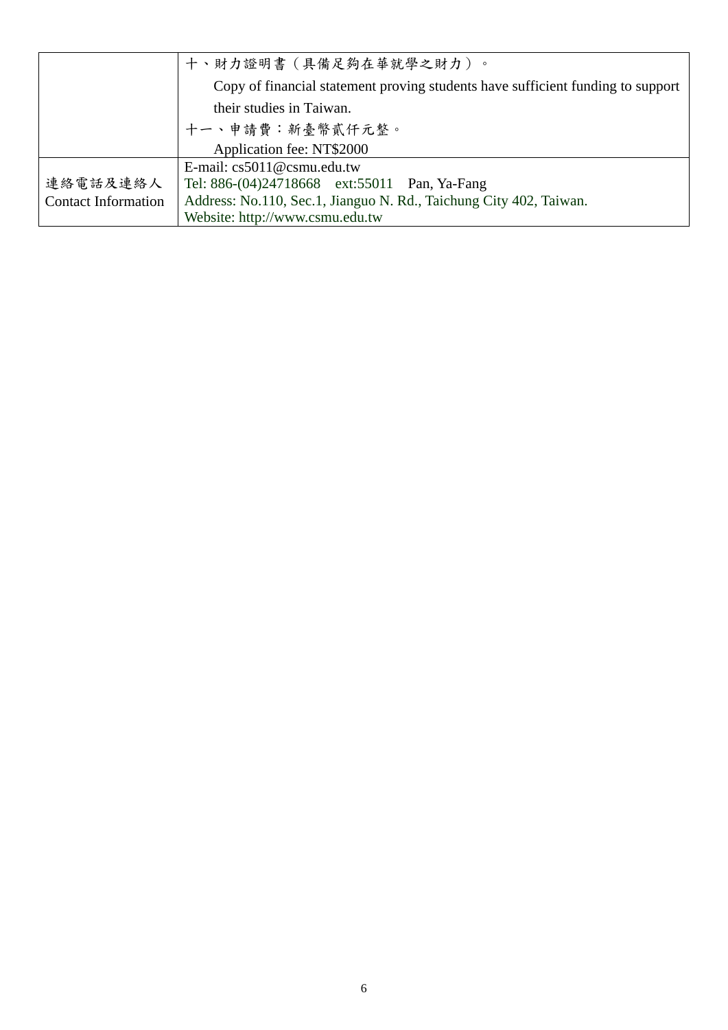| | |
|---|---|
| | 十、財力證明書（具備足夠在華就學之財力）。<br>Copy of financial statement proving students have sufficient funding to support their studies in Taiwan.<br>十一、申請費：新臺幣貳仟元整。<br>Application fee: NT$2000 |
| 連絡電話及連絡人<br>Contact Information | E-mail: cs5011@csmu.edu.tw<br>Tel: 886-(04)24718668　ext:55011　Pan, Ya-Fang<br>Address: No.110, Sec.1, Jianguo N. Rd., Taichung City 402, Taiwan.<br>Website: http://www.csmu.edu.tw |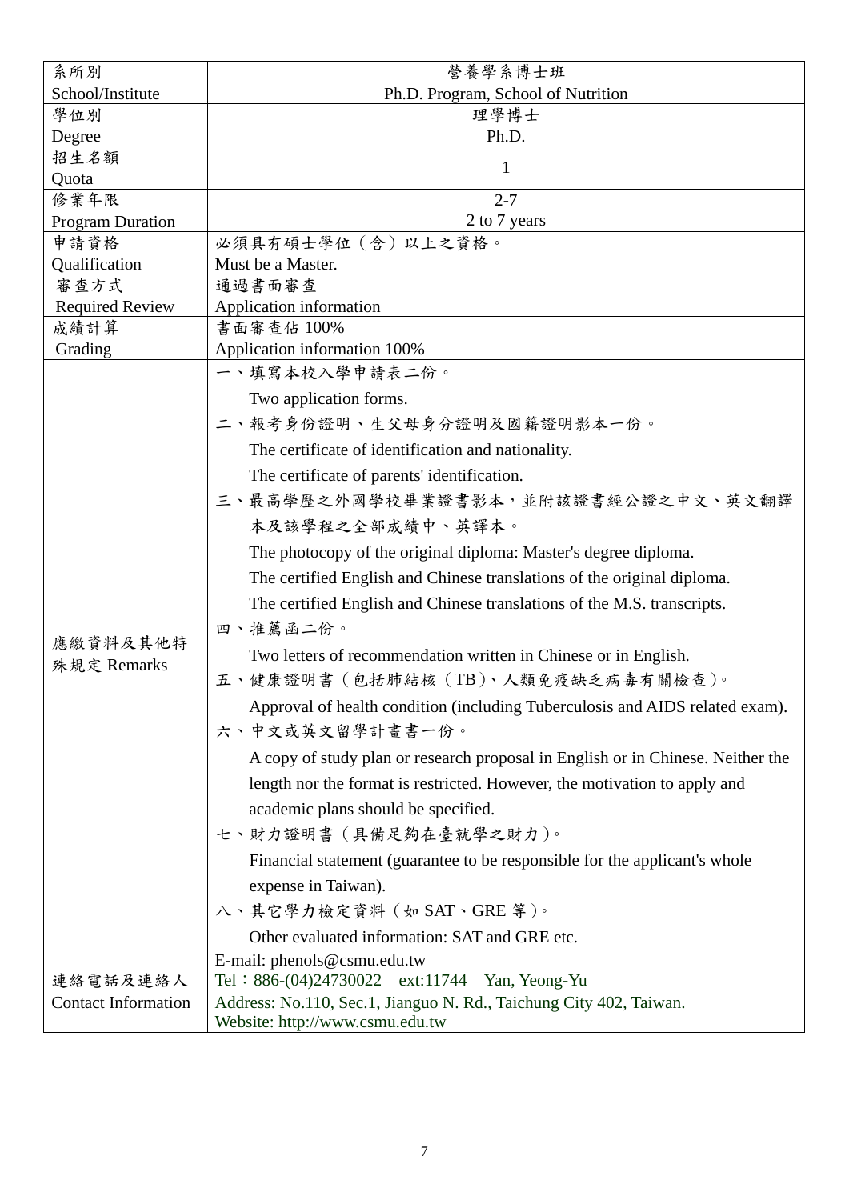| 系所別<br>School/Institute | 營養學系博士班<br>Ph.D. Program, School of Nutrition |
|---|---|
| 學位別<br>Degree | 理學博士<br>Ph.D. |
| 招生名額<br>Quota | 1 |
| 修業年限<br>Program Duration | 2-7<br>2 to 7 years |
| 申請資格<br>Qualification | 必須具有碩士學位（含）以上之資格。<br>Must be a Master. |
| 審查方式<br>Required Review | 通過書面審查<br>Application information |
| 成績計算<br>Grading | 書面審查佔 100%<br>Application information 100% |
| 應繳資料及其他特殊規定 Remarks | 一、填寫本校入學申請表二份。<br>Two application forms.<br>二、報考身份證明、生父母身分證明及國籍證明影本一份。<br>The certificate of identification and nationality.<br>The certificate of parents' identification.<br>三、最高學歷之外國學校畢業證書影本，並附該證書經公證之中文、英文翻譯本及該學程之全部成績中、英譯本。<br>The photocopy of the original diploma: Master's degree diploma.<br>The certified English and Chinese translations of the original diploma.<br>The certified English and Chinese translations of the M.S. transcripts.<br>四、推薦函二份。<br>Two letters of recommendation written in Chinese or in English.<br>五、健康證明書（包括肺結核（TB）、人類免疫缺乏病毒有關檢查）。<br>Approval of health condition (including Tuberculosis and AIDS related exam).<br>六、中文或英文留學計畫書一份。<br>A copy of study plan or research proposal in English or in Chinese. Neither the length nor the format is restricted. However, the motivation to apply and academic plans should be specified.<br>七、財力證明書（具備足夠在臺就學之財力）。<br>Financial statement (guarantee to be responsible for the applicant's whole expense in Taiwan).<br>八、其它學力檢定資料（如 SAT、GRE 等）。<br>Other evaluated information: SAT and GRE etc. |
| 連絡電話及連絡人<br>Contact Information | E-mail: phenols@csmu.edu.tw<br>Tel：886-(04)24730022 ext:11744 Yan, Yeong-Yu<br>Address: No.110, Sec.1, Jianguo N. Rd., Taichung City 402, Taiwan.<br>Website: http://www.csmu.edu.tw |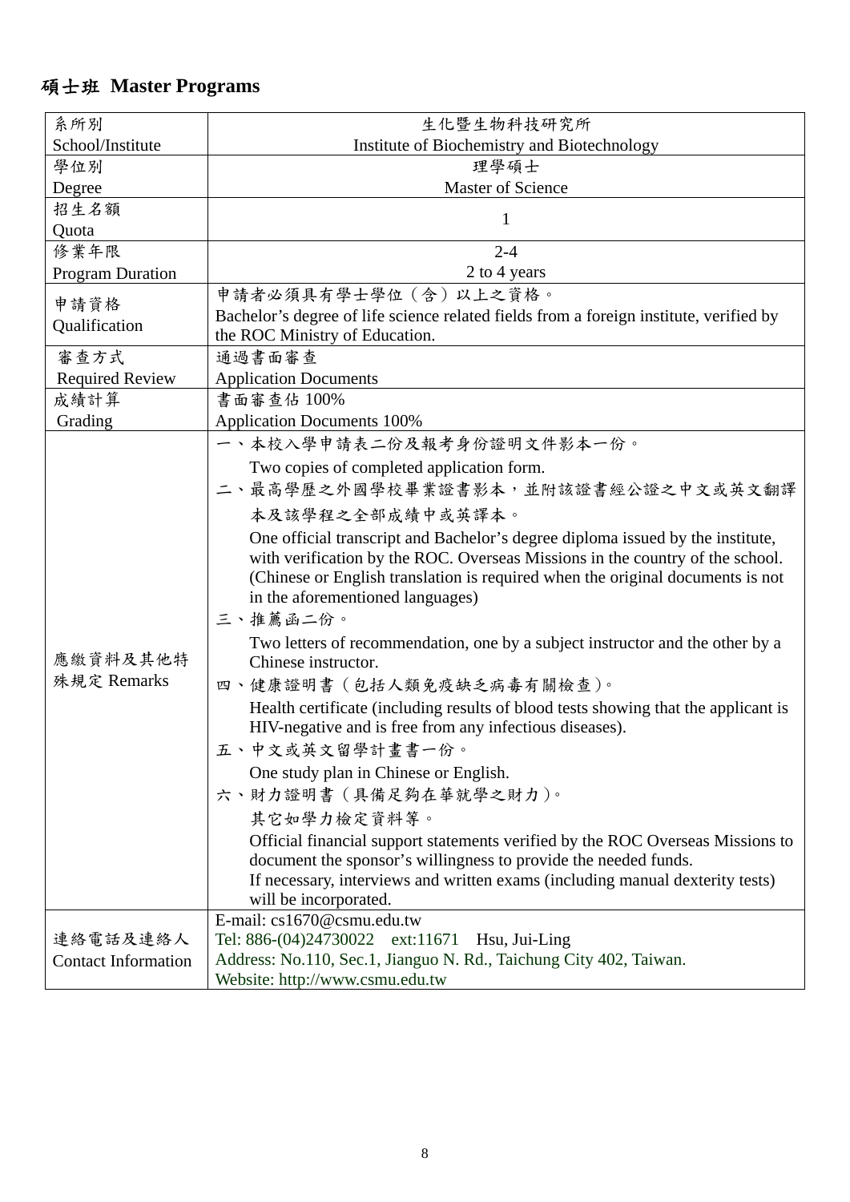## 碩士班 Master Programs

| 系所別<br>School/Institute | 生化暨生物科技研究所<br>Institute of Biochemistry and Biotechnology |
|---|---|
| 學位別<br>Degree | 理學碩士<br>Master of Science |
| 招生名額<br>Quota | 1 |
| 修業年限<br>Program Duration | 2-4<br>2 to 4 years |
| 申請資格<br>Qualification | 申請者必須具有學士學位（含）以上之資格。<br>Bachelor's degree of life science related fields from a foreign institute, verified by the ROC Ministry of Education. |
| 審查方式<br>Required Review | 通過書面審查<br>Application Documents |
| 成績計算<br>Grading | 書面審查佔 100%<br>Application Documents 100% |
| 應繳資料及其他特殊規定 Remarks | 一、本校入學申請表二份及報考身份證明文件影本一份。<br>Two copies of completed application form.<br>二、最高學歷之外國學校畢業證書影本，並附該證書經公證之中文或英文翻譯本及該學程之全部成績中或英譯本。<br>One official transcript and Bachelor's degree diploma issued by the institute, with verification by the ROC. Overseas Missions in the country of the school. (Chinese or English translation is required when the original documents is not in the aforementioned languages)<br>三、推薦函二份。<br>Two letters of recommendation, one by a subject instructor and the other by a Chinese instructor.<br>四、健康證明書（包括人類免疫缺乏病毒有關檢查)。<br>Health certificate (including results of blood tests showing that the applicant is HIV-negative and is free from any infectious diseases).<br>五、中文或英文留學計畫書一份。<br>One study plan in Chinese or English.<br>六、財力證明書（具備足夠在華就學之財力)。<br>其它如學力檢定資料等。<br>Official financial support statements verified by the ROC Overseas Missions to document the sponsor's willingness to provide the needed funds.<br>If necessary, interviews and written exams (including manual dexterity tests) will be incorporated. |
| 連絡電話及連絡人<br>Contact Information | E-mail: cs1670@csmu.edu.tw<br>Tel: 886-(04)24730022 ext:11671 Hsu, Jui-Ling<br>Address: No.110, Sec.1, Jianguo N. Rd., Taichung City 402, Taiwan.<br>Website: http://www.csmu.edu.tw |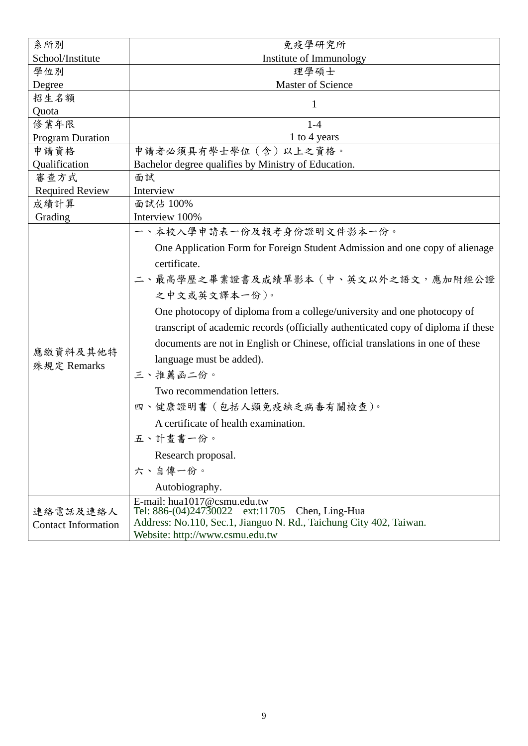| 系所別<br>School/Institute | 免疫學研究所<br>Institute of Immunology |
|---|---|
| 學位別<br>Degree | 理學碩士<br>Master of Science |
| 招生名額<br>Quota | 1 |
| 修業年限<br>Program Duration | 1-4<br>1 to 4 years |
| 申請資格<br>Qualification | 申請者必須具有學士學位（含）以上之資格。<br>Bachelor degree qualifies by Ministry of Education. |
| 審查方式<br>Required Review | 面試<br>Interview |
| 成績計算<br>Grading | 面試佔 100%<br>Interview 100% |
| 應繳資料及其他特殊規定 Remarks | 一、本校入學申請表一份及報考身份證明文件影本一份。<br>One Application Form for Foreign Student Admission and one copy of alienage certificate.<br>二、最高學歷之畢業證書及成績單影本（中、英文以外之語文，應加附經公證之中文或英文譯本一份)。<br>One photocopy of diploma from a college/university and one photocopy of transcript of academic records (officially authenticated copy of diploma if these documents are not in English or Chinese, official translations in one of these language must be added).<br>三、推薦函二份。<br>Two recommendation letters.<br>四、健康證明書（包括人類免疫缺乏病毒有關檢查)。<br>A certificate of health examination.<br>五、計畫書一份。<br>Research proposal.<br>六、自傳一份。<br>Autobiography. |
| 連絡電話及連絡人<br>Contact Information | E-mail: hua1017@csmu.edu.tw<br>Tel: 886-(04)24730022 ext:11705 Chen, Ling-Hua<br>Address: No.110, Sec.1, Jianguo N. Rd., Taichung City 402, Taiwan.<br>Website: http://www.csmu.edu.tw |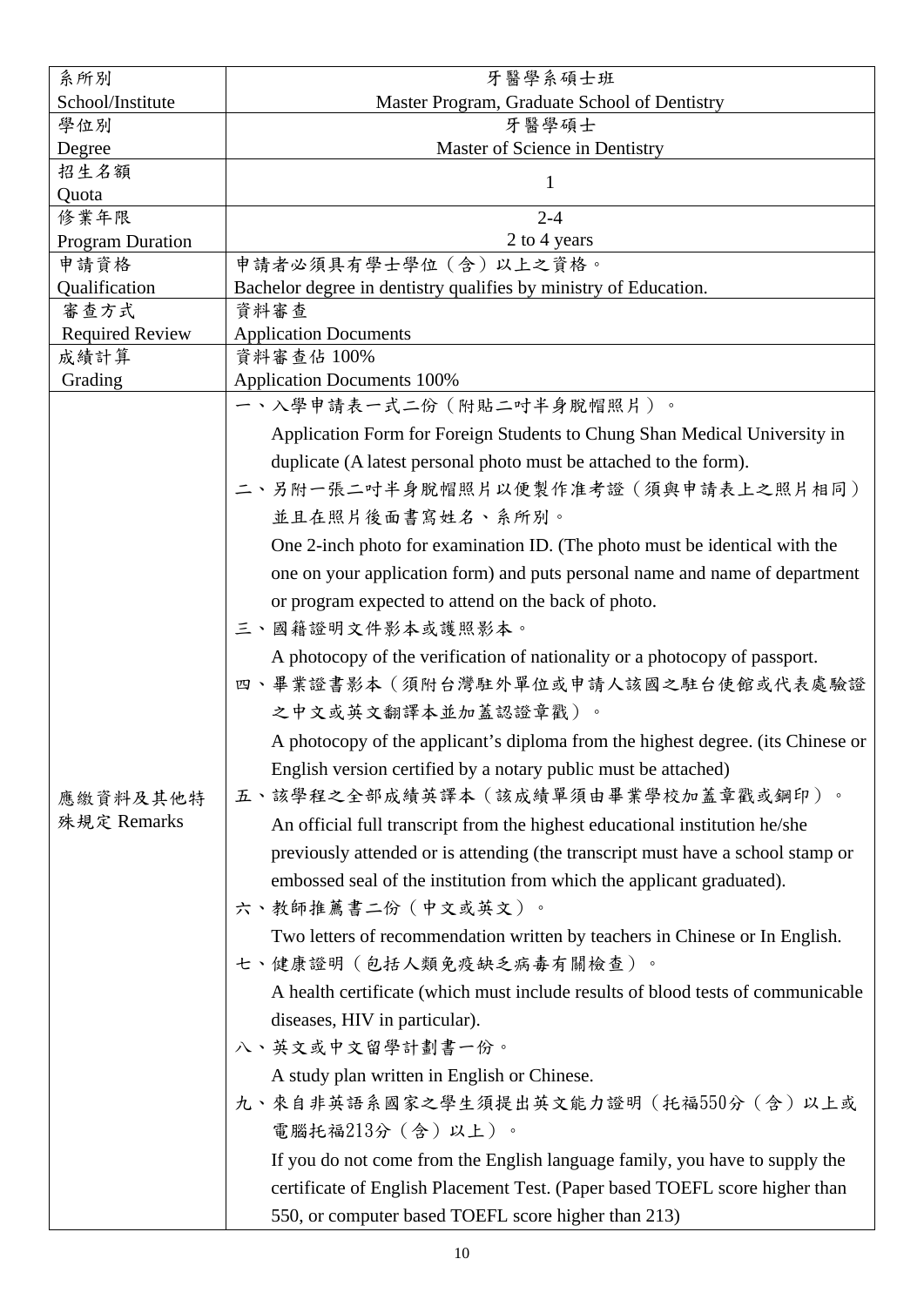| 系所別<br>School/Institute | 牙醫學系碩士班<br>Master Program, Graduate School of Dentistry |
|---|---|
| 學位別<br>Degree | 牙醫學碩士<br>Master of Science in Dentistry |
| 招生名額<br>Quota | 1 |
| 修業年限<br>Program Duration | 2-4<br>2 to 4 years |
| 申請資格<br>Qualification | 申請者必須具有學士學位（含）以上之資格。<br>Bachelor degree in dentistry qualifies by ministry of Education. |
| 審查方式<br>Required Review | 資料審查<br>Application Documents |
| 成績計算<br>Grading | 資料審查佔 100%<br>Application Documents 100% |
| 應繳資料及其他特殊規定 Remarks | 一、入學申請表一式二份（附貼二吋半身脫帽照片）。<br>Application Form for Foreign Students to Chung Shan Medical University in duplicate (A latest personal photo must be attached to the form).<br>二、另附一張二吋半身脫帽照片以便製作准考證（須與申請表上之照片相同）並且在照片後面書寫姓名、系所別。<br>One 2-inch photo for examination ID. (The photo must be identical with the one on your application form) and puts personal name and name of department or program expected to attend on the back of photo.<br>三、國籍證明文件影本或護照影本。<br>A photocopy of the verification of nationality or a photocopy of passport.<br>四、畢業證書影本（須附台灣駐外單位或申請人該國之駐台使館或代表處驗證之中文或英文翻譯本並加蓋認證章戳）。<br>A photocopy of the applicant's diploma from the highest degree. (its Chinese or English version certified by a notary public must be attached)<br>五、該學程之全部成績英譯本（該成績單須由畢業學校加蓋章戳或鋼印）。<br>An official full transcript from the highest educational institution he/she previously attended or is attending (the transcript must have a school stamp or embossed seal of the institution from which the applicant graduated).<br>六、教師推薦書二份（中文或英文）。<br>Two letters of recommendation written by teachers in Chinese or In English.<br>七、健康證明（包括人類免疫缺乏病毒有關檢查）。<br>A health certificate (which must include results of blood tests of communicable diseases, HIV in particular).<br>八、英文或中文留學計劃書一份。<br>A study plan written in English or Chinese.<br>九、來自非英語系國家之學生須提出英文能力證明（托福550分（含）以上或電腦托福213分（含）以上）。<br>If you do not come from the English language family, you have to supply the certificate of English Placement Test. (Paper based TOEFL score higher than 550, or computer based TOEFL score higher than 213) |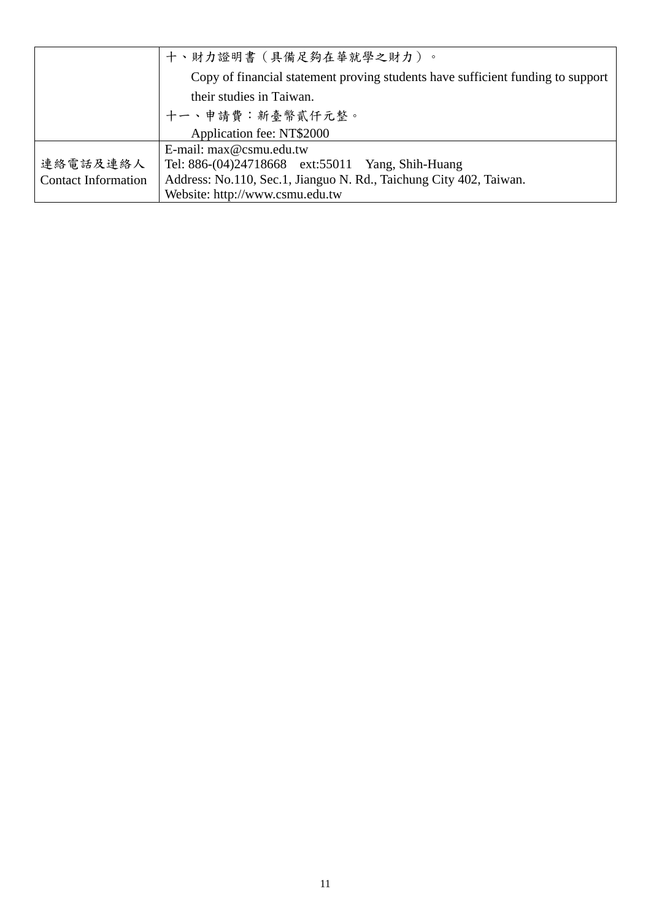| | |
|---|---|
| | 十、財力證明書（具備足夠在華就學之財力）。<br>Copy of financial statement proving students have sufficient funding to support their studies in Taiwan.<br>十一、申請費：新臺幣貳仟元整。<br>Application fee: NT$2000 |
| 連絡電話及連絡人<br>Contact Information | E-mail: max@csmu.edu.tw<br>Tel: 886-(04)24718668 ext:55011 Yang, Shih-Huang<br>Address: No.110, Sec.1, Jianguo N. Rd., Taichung City 402, Taiwan.<br>Website: http://www.csmu.edu.tw |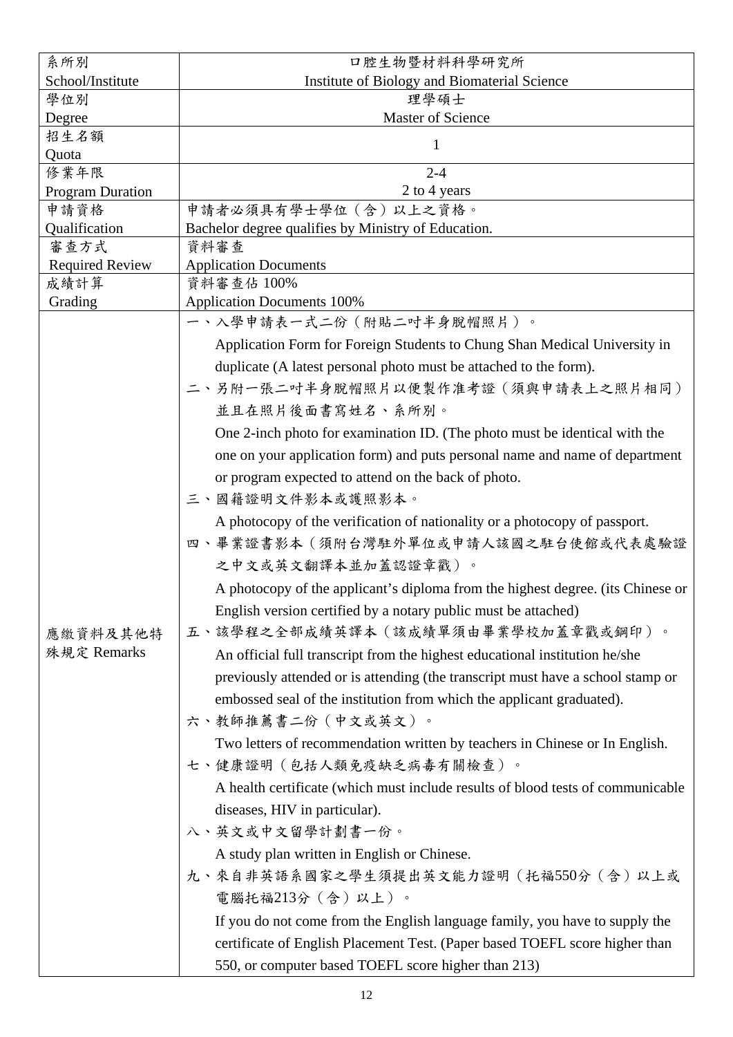| 系所別<br>School/Institute | 口腔生物暨材料科學研究所<br>Institute of Biology and Biomaterial Science |
| --- | --- |
| 學位別<br>Degree | 理學碩士<br>Master of Science |
| 招生名額<br>Quota | 1 |
| 修業年限<br>Program Duration | 2-4<br>2 to 4 years |
| 申請資格<br>Qualification | 申請者必須具有學士學位（含）以上之資格。<br>Bachelor degree qualifies by Ministry of Education. |
| 審查方式<br>Required Review | 資料審查<br>Application Documents |
| 成績計算<br>Grading | 資料審查佔 100%<br>Application Documents 100% |
| 應繳資料及其他特殊規定 Remarks | 一、入學申請表一式二份（附貼二吋半身脫帽照片）。<br>Application Form for Foreign Students to Chung Shan Medical University in duplicate (A latest personal photo must be attached to the form).<br>二、另附一張二吋半身脫帽照片以便製作准考證（須與申請表上之照片相同）並且在照片後面書寫姓名、系所別。<br>One 2-inch photo for examination ID. (The photo must be identical with the one on your application form) and puts personal name and name of department or program expected to attend on the back of photo.<br>三、國籍證明文件影本或護照影本。<br>A photocopy of the verification of nationality or a photocopy of passport.<br>四、畢業證書影本（須附台灣駐外單位或申請人該國之駐台使館或代表處驗證之中文或英文翻譯本並加蓋認證章戳）。<br>A photocopy of the applicant's diploma from the highest degree. (its Chinese or English version certified by a notary public must be attached)<br>五、該學程之全部成績英譯本（該成績單須由畢業學校加蓋章戳或鋼印）。<br>An official full transcript from the highest educational institution he/she previously attended or is attending (the transcript must have a school stamp or embossed seal of the institution from which the applicant graduated).<br>六、教師推薦書二份（中文或英文）。<br>Two letters of recommendation written by teachers in Chinese or In English.<br>七、健康證明（包括人類免疫缺乏病毒有關檢查）。<br>A health certificate (which must include results of blood tests of communicable diseases, HIV in particular).<br>八、英文或中文留學計劃書一份。<br>A study plan written in English or Chinese.<br>九、來自非英語系國家之學生須提出英文能力證明（托福550分（含）以上或電腦托福213分（含）以上）。<br>If you do not come from the English language family, you have to supply the certificate of English Placement Test. (Paper based TOEFL score higher than 550, or computer based TOEFL score higher than 213) |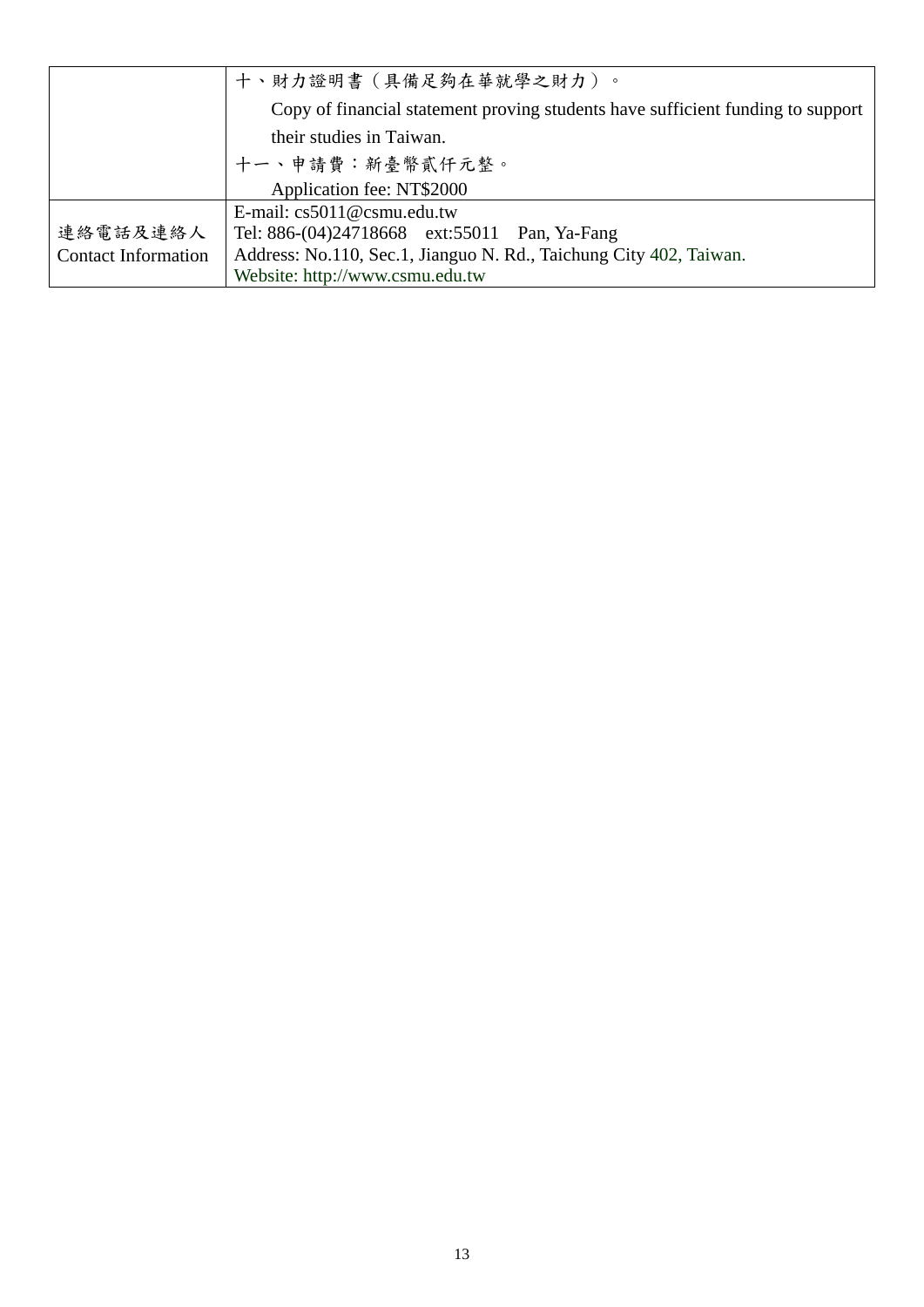| | |
|---|---|
| | 十、財力證明書（具備足夠在華就學之財力）。<br>Copy of financial statement proving students have sufficient funding to support their studies in Taiwan.<br>十一、申請費：新臺幣貳仟元整。<br>Application fee: NT$2000 |
| 連絡電話及連絡人<br>Contact Information | E-mail: cs5011@csmu.edu.tw<br>Tel: 886-(04)24718668 ext:55011 Pan, Ya-Fang<br>Address: No.110, Sec.1, Jianguo N. Rd., Taichung City 402, Taiwan.<br>Website: http://www.csmu.edu.tw |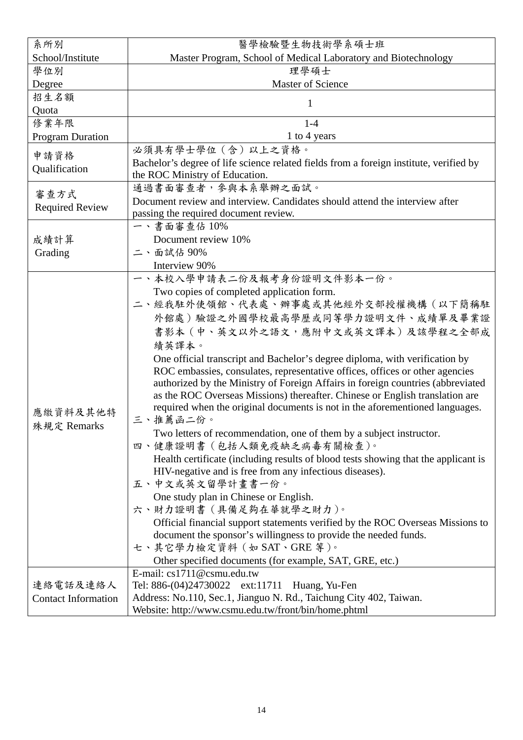| 系所別<br>School/Institute | 醫學檢驗暨生物技術學系碩士班<br>Master Program, School of Medical Laboratory and Biotechnology |
|---|---|
| 學位別<br>Degree | 理學碩士<br>Master of Science |
| 招生名額<br>Quota | 1 |
| 修業年限<br>Program Duration | 1-4<br>1 to 4 years |
| 申請資格<br>Qualification | 必須具有學士學位（含）以上之資格。<br>Bachelor's degree of life science related fields from a foreign institute, verified by the ROC Ministry of Education. |
| 審查方式<br>Required Review | 通過書面審查者，參與本系舉辦之面試。<br>Document review and interview. Candidates should attend the interview after passing the required document review. |
| 成績計算<br>Grading | 一、書面審查佔 10%<br>Document review 10%<br>二、面試佔 90%<br>Interview 90% |
| 應繳資料及其他特殊規定 Remarks | 一、本校入學申請表二份及報考身份證明文件影本一份。<br>Two copies of completed application form.<br>二、經我駐外使領館、代表處、辦事處或其他經外交部授權機構（以下簡稱駐外館處）驗證之外國學校最高學歷或同等學力證明文件、成績單及畢業證書影本（中、英文以外之語文，應附中文或英文譯本）及該學程之全部成績英譯本。<br>One official transcript and Bachelor's degree diploma, with verification by ROC embassies, consulates, representative offices, offices or other agencies authorized by the Ministry of Foreign Affairs in foreign countries (abbreviated as the ROC Overseas Missions) thereafter. Chinese or English translation are required when the original documents is not in the aforementioned languages.<br>三、推薦函二份。<br>Two letters of recommendation, one of them by a subject instructor.<br>四、健康證明書（包括人類免疫缺乏病毒有關檢查)。<br>Health certificate (including results of blood tests showing that the applicant is HIV-negative and is free from any infectious diseases).<br>五、中文或英文留學計畫書一份。<br>One study plan in Chinese or English.<br>六、財力證明書（具備足夠在華就學之財力)。<br>Official financial support statements verified by the ROC Overseas Missions to document the sponsor's willingness to provide the needed funds.<br>七、其它學力檢定資料（如 SAT、GRE 等)。<br>Other specified documents (for example, SAT, GRE, etc.) |
| 連絡電話及連絡人<br>Contact Information | E-mail: cs1711@csmu.edu.tw<br>Tel: 886-(04)24730022 ext:11711 Huang, Yu-Fen<br>Address: No.110, Sec.1, Jianguo N. Rd., Taichung City 402, Taiwan.<br>Website: http://www.csmu.edu.tw/front/bin/home.phtml |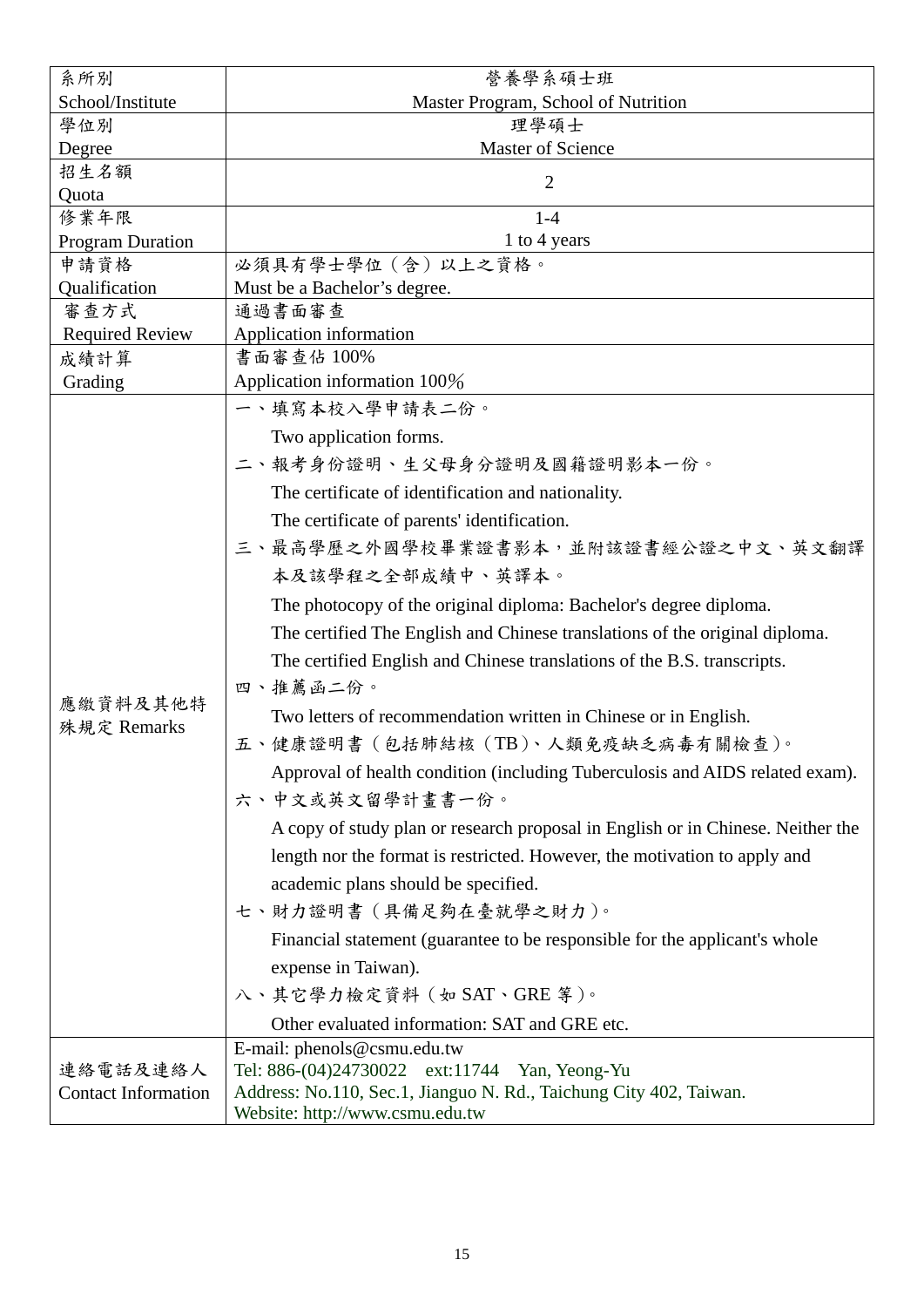| 系所別<br>School/Institute | 營養學系碩士班<br>Master Program, School of Nutrition |
|---|---|
| 學位別<br>Degree | 理學碩士<br>Master of Science |
| 招生名額<br>Quota | 2 |
| 修業年限<br>Program Duration | 1-4<br>1 to 4 years |
| 申請資格<br>Qualification | 必須具有學士學位（含）以上之資格。<br>Must be a Bachelor’s degree. |
| 審查方式<br>Required Review | 通過書面審查<br>Application information |
| 成績計算<br>Grading | 書面審查佔 100%<br>Application information 100% |
| 應繳資料及其他特殊規定 Remarks | 一、填寫本校入學申請表二份。<br>Two application forms.<br>二、報考身份證明、生父母身分證明及國籍證明影本一份。<br>The certificate of identification and nationality.<br>The certificate of parents' identification.<br>三、最高學歷之外國學校畢業證書影本，並附該證書經公證之中文、英文翻譯本及該學程之全部成績中、英譯本。<br>The photocopy of the original diploma: Bachelor's degree diploma.<br>The certified The English and Chinese translations of the original diploma.<br>The certified English and Chinese translations of the B.S. transcripts.<br>四、推薦函二份。<br>Two letters of recommendation written in Chinese or in English.<br>五、健康證明書（包括肺結核（TB）、人類免疫缺乏病毒有關檢查）。<br>Approval of health condition (including Tuberculosis and AIDS related exam).<br>六、中文或英文留學計畫書一份。<br>A copy of study plan or research proposal in English or in Chinese. Neither the length nor the format is restricted. However, the motivation to apply and academic plans should be specified.<br>七、財力證明書（具備足夠在臺就學之財力）。<br>Financial statement (guarantee to be responsible for the applicant's whole expense in Taiwan).<br>八、其它學力檢定資料（如 SAT、GRE 等）。<br>Other evaluated information: SAT and GRE etc. |
| 連絡電話及連絡人<br>Contact Information | E-mail: phenols@csmu.edu.tw<br>Tel: 886-(04)24730022 ext:11744 Yan, Yeong-Yu<br>Address: No.110, Sec.1, Jianguo N. Rd., Taichung City 402, Taiwan.<br>Website: http://www.csmu.edu.tw |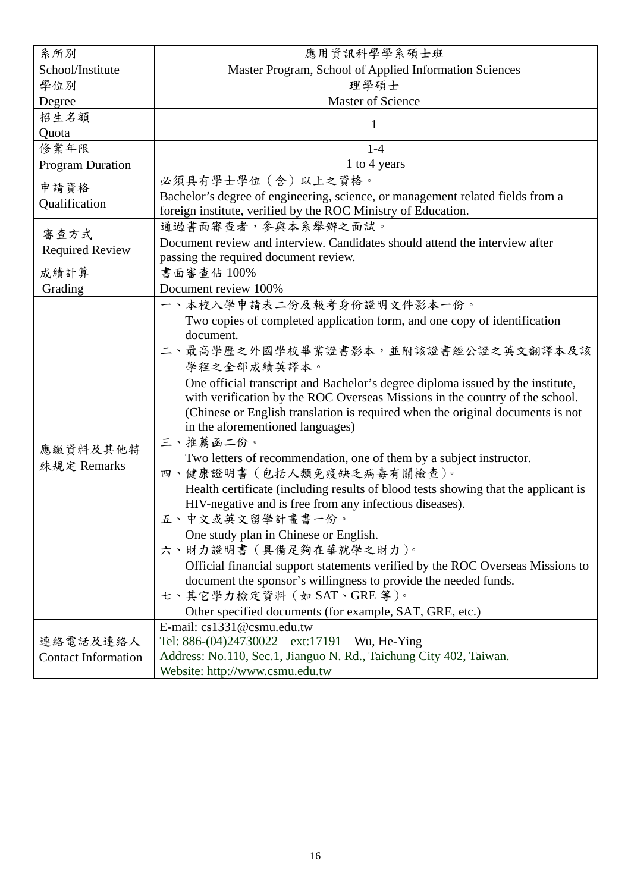| 系所別<br>School/Institute | 應用資訊科學學系碩士班<br>Master Program, School of Applied Information Sciences |
|---|---|
| 學位別<br>Degree | 理學碩士<br>Master of Science |
| 招生名額<br>Quota | 1 |
| 修業年限<br>Program Duration | 1-4<br>1 to 4 years |
| 申請資格<br>Qualification | 必須具有學士學位（含）以上之資格。<br>Bachelor's degree of engineering, science, or management related fields from a foreign institute, verified by the ROC Ministry of Education. |
| 審查方式<br>Required Review | 通過書面審查者，參與本系舉辦之面試。<br>Document review and interview. Candidates should attend the interview after passing the required document review. |
| 成績計算<br>Grading | 書面審查佔 100%<br>Document review 100% |
| 應繳資料及其他特殊規定 Remarks | 一、本校入學申請表二份及報考身份證明文件影本一份。<br>Two copies of completed application form, and one copy of identification document.<br>二、最高學歷之外國學校畢業證書影本，並附該證書經公證之英文翻譯本及該學程之全部成績英譯本。<br>One official transcript and Bachelor's degree diploma issued by the institute, with verification by the ROC Overseas Missions in the country of the school. (Chinese or English translation is required when the original documents is not in the aforementioned languages)<br>三、推薦函二份。<br>Two letters of recommendation, one of them by a subject instructor.<br>四、健康證明書（包括人類免疫缺乏病毒有關檢查）。<br>Health certificate (including results of blood tests showing that the applicant is HIV-negative and is free from any infectious diseases).<br>五、中文或英文留學計畫書一份。<br>One study plan in Chinese or English.<br>六、財力證明書（具備足夠在華就學之財力）。<br>Official financial support statements verified by the ROC Overseas Missions to document the sponsor's willingness to provide the needed funds.<br>七、其它學力檢定資料（如 SAT、GRE 等）。<br>Other specified documents (for example, SAT, GRE, etc.) |
| 連絡電話及連絡人<br>Contact Information | E-mail: cs1331@csmu.edu.tw<br>Tel: 886-(04)24730022 ext:17191 Wu, He-Ying<br>Address: No.110, Sec.1, Jianguo N. Rd., Taichung City 402, Taiwan.<br>Website: http://www.csmu.edu.tw |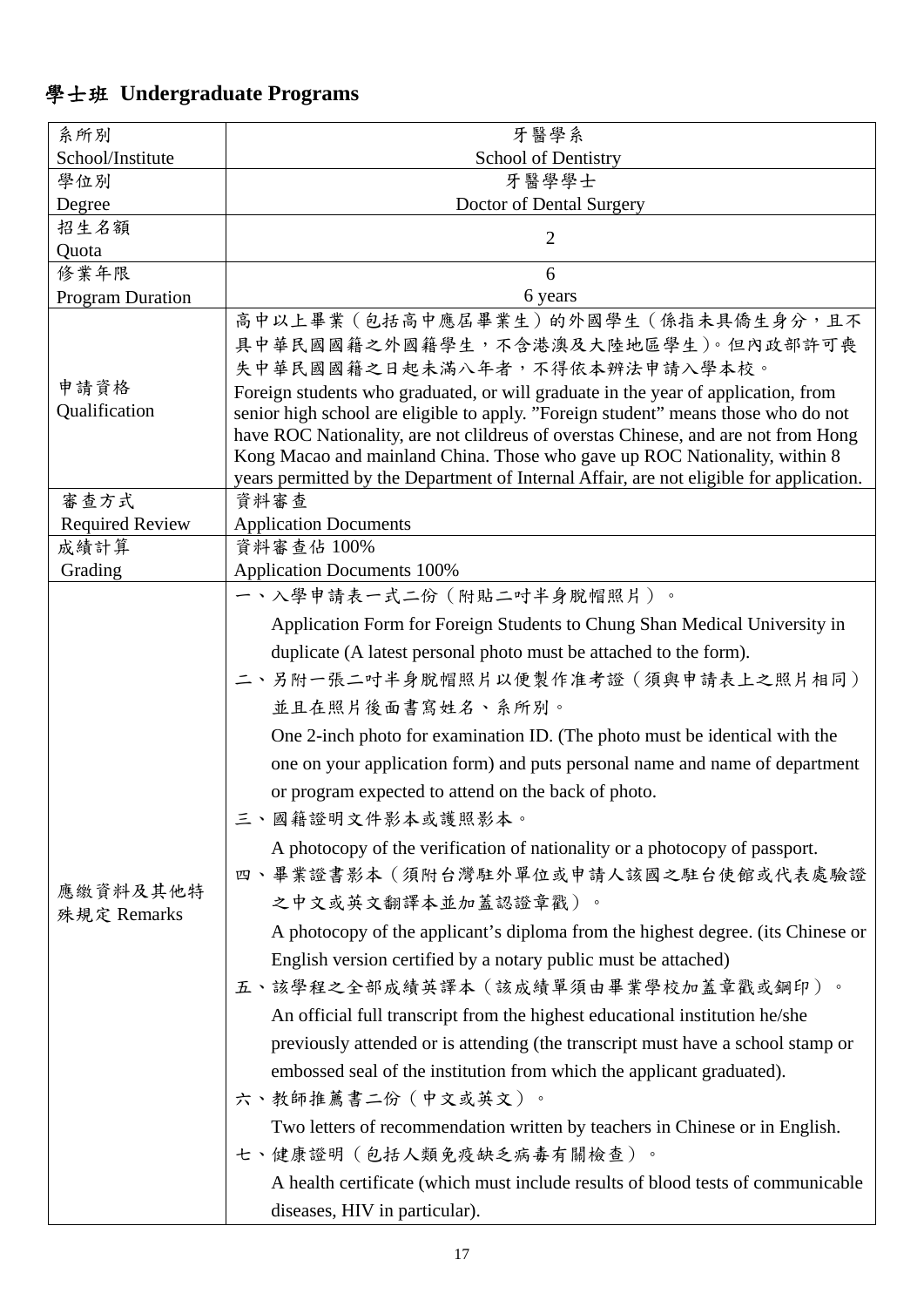## 學士班 Undergraduate Programs

| 系所別 School/Institute | 牙醫學系 School of Dentistry |
|---|---|
| 學位別 Degree | 牙醫學學士 Doctor of Dental Surgery |
| 招生名額 Quota | 2 |
| 修業年限 Program Duration | 6 6 years |
| 申請資格 Qualification | 高中以上畢業（包括高中應屆畢業生）的外國學生（係指未具僑生身分，且不具中華民國國籍之外國籍學生，不含港澳及大陸地區學生）。但內政部許可喪失中華民國國籍之日起未滿八年者，不得依本辦法申請入學本校。<br>Foreign students who graduated, or will graduate in the year of application, from senior high school are eligible to apply. "Foreign student" means those who do not have ROC Nationality, are not clildreus of overstas Chinese, and are not from Hong Kong Macao and mainland China. Those who gave up ROC Nationality, within 8 years permitted by the Department of Internal Affair, are not eligible for application. |
| 審查方式 Required Review | 資料審查 Application Documents |
| 成績計算 Grading | 資料審查佔 100% Application Documents 100% |
| 應繳資料及其他特殊規定 Remarks | 一、入學申請表一式二份（附貼二吋半身脫帽照片）。<br>Application Form for Foreign Students to Chung Shan Medical University in duplicate (A latest personal photo must be attached to the form).<br>二、另附一張二吋半身脫帽照片以便製作准考證（須與申請表上之照片相同）並且在照片後面書寫姓名、系所別。<br>One 2-inch photo for examination ID. (The photo must be identical with the one on your application form) and puts personal name and name of department or program expected to attend on the back of photo.<br>三、國籍證明文件影本或護照影本。<br>A photocopy of the verification of nationality or a photocopy of passport.<br>四、畢業證書影本（須附台灣駐外單位或申請人該國之駐台使館或代表處驗證之中文或英文翻譯本並加蓋認證章戳）。<br>A photocopy of the applicant's diploma from the highest degree. (its Chinese or English version certified by a notary public must be attached)<br>五、該學程之全部成績英譯本（該成績單須由畢業學校加蓋章戳或鋼印）。<br>An official full transcript from the highest educational institution he/she previously attended or is attending (the transcript must have a school stamp or embossed seal of the institution from which the applicant graduated).<br>六、教師推薦書二份（中文或英文）。<br>Two letters of recommendation written by teachers in Chinese or in English.<br>七、健康證明（包括人類免疫缺乏病毒有關檢查）。<br>A health certificate (which must include results of blood tests of communicable diseases, HIV in particular). |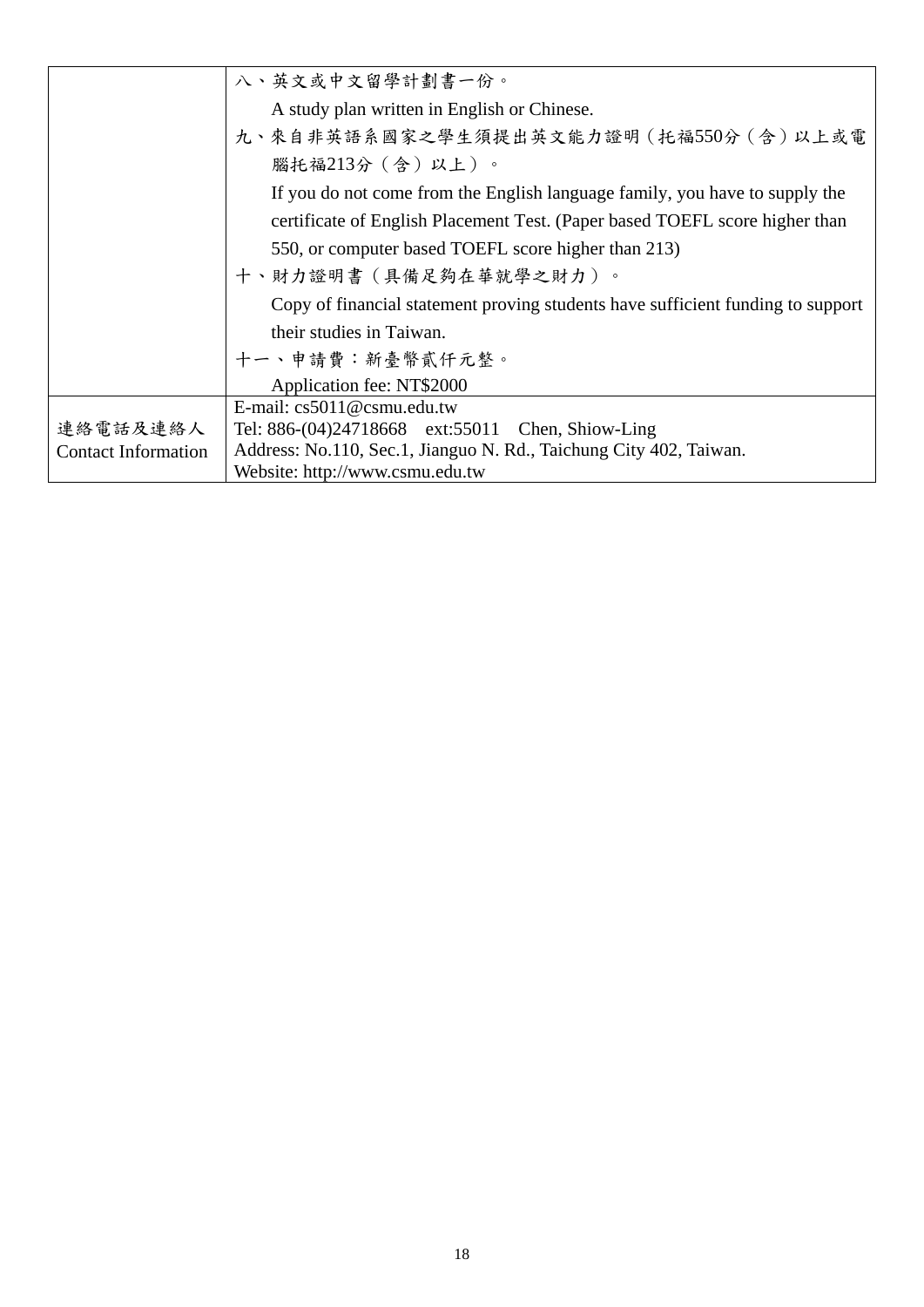|  |  |
|---|---|
|  | 八、英文或中文留學計劃書一份。<br>A study plan written in English or Chinese.<br>九、來自非英語系國家之學生須提出英文能力證明（托福550分（含）以上或電腦托福213分（含）以上）。<br>If you do not come from the English language family, you have to supply the certificate of English Placement Test. (Paper based TOEFL score higher than 550, or computer based TOEFL score higher than 213)<br>十、財力證明書（具備足夠在華就學之財力）。<br>Copy of financial statement proving students have sufficient funding to support their studies in Taiwan.<br>十一、申請費：新臺幣貳仟元整。<br>Application fee: NT$2000 |
| 連絡電話及連絡人<br>Contact Information | E-mail: cs5011@csmu.edu.tw<br>Tel: 886-(04)24718668 ext:55011 Chen, Shiow-Ling<br>Address: No.110, Sec.1, Jianguo N. Rd., Taichung City 402, Taiwan.<br>Website: http://www.csmu.edu.tw |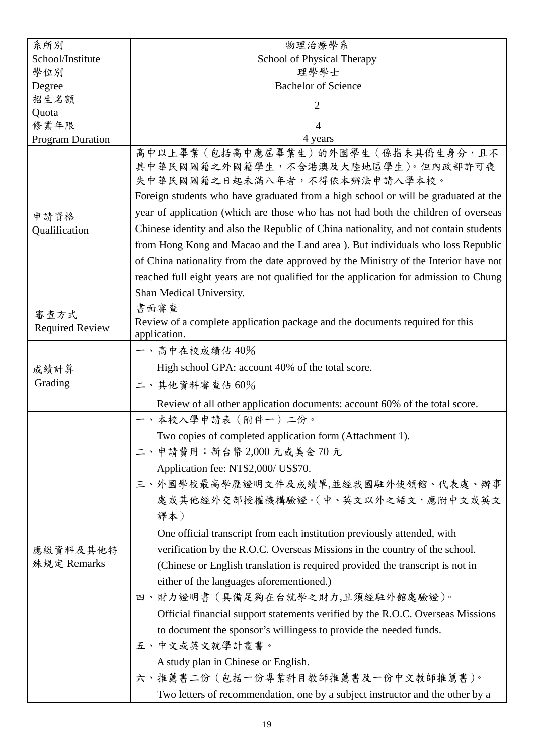| 系所別<br>School/Institute | 物理治療學系<br>School of Physical Therapy |
|---|---|
| 學位別<br>Degree | 理學學士<br>Bachelor of Science |
| 招生名額<br>Quota | 2 |
| 修業年限<br>Program Duration | 4<br>4 years |
| 申請資格<br>Qualification | 高中以上畢業（包括高中應屆畢業生）的外國學生（係指未具僑生身分，且不具中華民國國籍之外國籍學生，不含港澳及大陸地區學生）。但內政部許可喪失中華民國國籍之日起未滿八年者，不得依本辦法申請入學本校。<br>Foreign students who have graduated from a high school or will be graduated at the year of application (which are those who has not had both the children of overseas Chinese identity and also the Republic of China nationality, and not contain students from Hong Kong and Macao and the Land area ). But individuals who loss Republic of China nationality from the date approved by the Ministry of the Interior have not reached full eight years are not qualified for the application for admission to Chung Shan Medical University. |
| 審查方式<br>Required Review | 書面審查<br>Review of a complete application package and the documents required for this application. |
| 成績計算<br>Grading | 一、高中在校成績佔 40%<br>High school GPA: account 40% of the total score.<br>二、其他資料審查佔 60%<br>Review of all other application documents: account 60% of the total score. |
| 應繳資料及其他特殊規定 Remarks | 一、本校入學申請表（附件一）二份。<br>Two copies of completed application form (Attachment 1).<br>二、申請費用：新台幣 2,000 元或美金 70 元<br>Application fee: NT$2,000/ US$70.<br>三、外國學校最高學歷證明文件及成績單,並經我國駐外使領館、代表處、辦事處或其他經外交部授權機構驗證。(中、英文以外之語文，應附中文或英文譯本)<br>One official transcript from each institution previously attended, with verification by the R.O.C. Overseas Missions in the country of the school. (Chinese or English translation is required provided the transcript is not in either of the languages aforementioned.)<br>四、財力證明書（具備足夠在台就學之財力,且須經駐外館處驗證）。<br>Official financial support statements verified by the R.O.C. Overseas Missions to document the sponsor's willingess to provide the needed funds.<br>五、中文或英文就學計畫書。<br>A study plan in Chinese or English.<br>六、推薦書二份（包括一份專業科目教師推薦書及一份中文教師推薦書）。<br>Two letters of recommendation, one by a subject instructor and the other by a |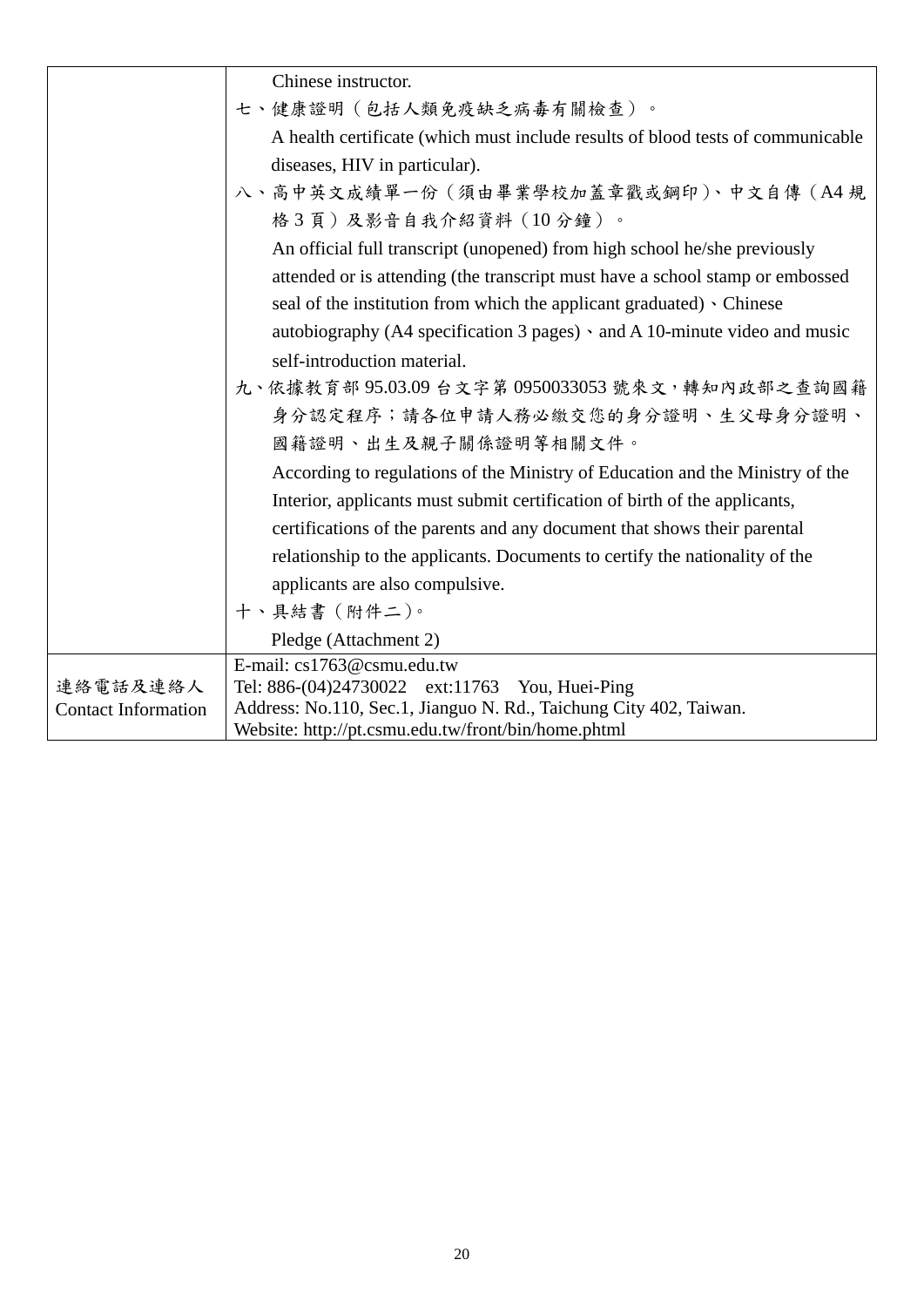| | |
|---|---|
| | Chinese instructor.<br>七、健康證明（包括人類免疫缺乏病毒有關檢查）。<br>A health certificate (which must include results of blood tests of communicable diseases, HIV in particular).<br>八、高中英文成績單一份（須由畢業學校加蓋章戳或鋼印）、中文自傳（A4 規格 3 頁）及影音自我介紹資料（10 分鐘）。<br>An official full transcript (unopened) from high school he/she previously attended or is attending (the transcript must have a school stamp or embossed seal of the institution from which the applicant graduated)、Chinese autobiography (A4 specification 3 pages)、and A 10-minute video and music self-introduction material.<br>九、依據教育部 95.03.09 台文字第 0950033053 號來文，轉知內政部之查詢國籍身分認定程序；請各位申請人務必繳交您的身分證明、生父母身分證明、國籍證明、出生及親子關係證明等相關文件。<br>According to regulations of the Ministry of Education and the Ministry of the Interior, applicants must submit certification of birth of the applicants, certifications of the parents and any document that shows their parental relationship to the applicants. Documents to certify the nationality of the applicants are also compulsive.<br>十、具結書（附件二）。<br>Pledge (Attachment 2) |
| 連絡電話及連絡人<br>Contact Information | E-mail: cs1763@csmu.edu.tw<br>Tel: 886-(04)24730022 ext:11763 You, Huei-Ping<br>Address: No.110, Sec.1, Jianguo N. Rd., Taichung City 402, Taiwan.<br>Website: http://pt.csmu.edu.tw/front/bin/home.phtml |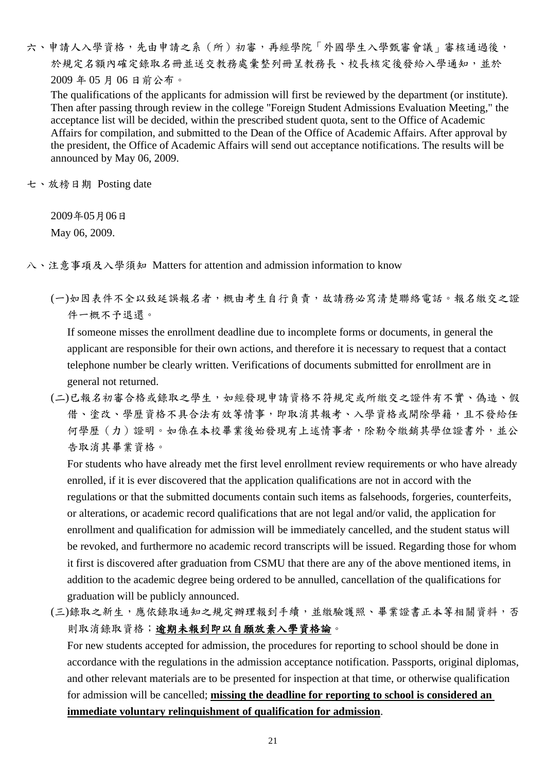六、申請人入學資格，先由申請之系（所）初審，再經學院「外國學生入學甄審會議」審核通過後，於規定名額內確定錄取名冊並送交教務處彙整列冊呈教務長、校長核定後發給入學通知，並於 2009 年 05 月 06 日前公布。

The qualifications of the applicants for admission will first be reviewed by the department (or institute). Then after passing through review in the college "Foreign Student Admissions Evaluation Meeting," the acceptance list will be decided, within the prescribed student quota, sent to the Office of Academic Affairs for compilation, and submitted to the Dean of the Office of Academic Affairs. After approval by the president, the Office of Academic Affairs will send out acceptance notifications. The results will be announced by May 06, 2009.

七、放榜日期 Posting date

2009年05月06日

May 06, 2009.

八、注意事項及入學須知 Matters for attention and admission information to know

(一)如因表件不全以致延誤報名者，概由考生自行負責，故請務必寫清楚聯絡電話。報名繳交之證件一概不予退還。

If someone misses the enrollment deadline due to incomplete forms or documents, in general the applicant are responsible for their own actions, and therefore it is necessary to request that a contact telephone number be clearly written. Verifications of documents submitted for enrollment are in general not returned.

(二)已報名初審合格或錄取之學生，如經發現申請資格不符規定或所繳交之證件有不實、偽造、假借、塗改、學歷資格不具合法有效等情事，即取消其報考、入學資格或開除學籍，且不發給任何學歷（力）證明。如係在本校畢業後始發現有上述情事者，除勒令繳銷其學位證書外，並公告取消其畢業資格。

For students who have already met the first level enrollment review requirements or who have already enrolled, if it is ever discovered that the application qualifications are not in accord with the regulations or that the submitted documents contain such items as falsehoods, forgeries, counterfeits, or alterations, or academic record qualifications that are not legal and/or valid, the application for enrollment and qualification for admission will be immediately cancelled, and the student status will be revoked, and furthermore no academic record transcripts will be issued. Regarding those for whom it first is discovered after graduation from CSMU that there are any of the above mentioned items, in addition to the academic degree being ordered to be annulled, cancellation of the qualifications for graduation will be publicly announced.

(三)錄取之新生，應依錄取通知之規定辦理報到手續，並繳驗護照、畢業證書正本等相關資料，否則取消錄取資格；**逾期未報到即以自願放棄入學資格論**。

For new students accepted for admission, the procedures for reporting to school should be done in accordance with the regulations in the admission acceptance notification. Passports, original diplomas, and other relevant materials are to be presented for inspection at that time, or otherwise qualification for admission will be cancelled; **missing the deadline for reporting to school is considered an immediate voluntary relinquishment of qualification for admission**.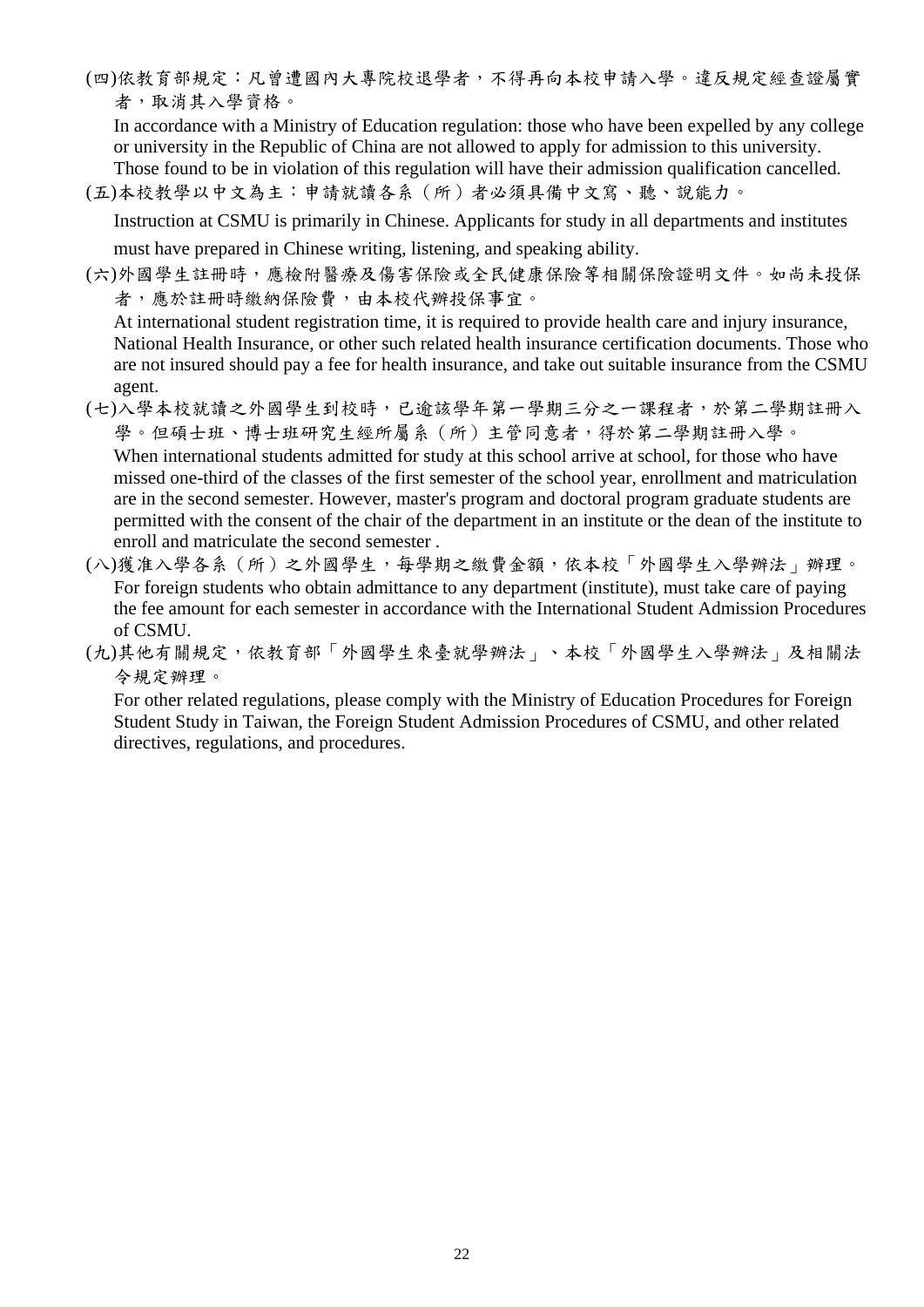(四)依教育部規定：凡曾遭國內大專院校退學者，不得再向本校申請入學。違反規定經查證屬實者，取消其入學資格。

In accordance with a Ministry of Education regulation: those who have been expelled by any college or university in the Republic of China are not allowed to apply for admission to this university. Those found to be in violation of this regulation will have their admission qualification cancelled.

(五)本校教學以中文為主：申請就讀各系（所）者必須具備中文寫、聽、說能力。

Instruction at CSMU is primarily in Chinese. Applicants for study in all departments and institutes must have prepared in Chinese writing, listening, and speaking ability.

(六)外國學生註冊時，應檢附醫療及傷害保險或全民健康保險等相關保險證明文件。如尚未投保者，應於註冊時繳納保險費，由本校代辦投保事宜。

At international student registration time, it is required to provide health care and injury insurance, National Health Insurance, or other such related health insurance certification documents. Those who are not insured should pay a fee for health insurance, and take out suitable insurance from the CSMU agent.

(七)入學本校就讀之外國學生到校時，已逾該學年第一學期三分之一課程者，於第二學期註冊入學。但碩士班、博士班研究生經所屬系（所）主管同意者，得於第二學期註冊入學。

When international students admitted for study at this school arrive at school, for those who have missed one-third of the classes of the first semester of the school year, enrollment and matriculation are in the second semester. However, master's program and doctoral program graduate students are permitted with the consent of the chair of the department in an institute or the dean of the institute to enroll and matriculate the second semester .

(八)獲准入學各系（所）之外國學生，每學期之繳費金額，依本校「外國學生入學辦法」辦理。

For foreign students who obtain admittance to any department (institute), must take care of paying the fee amount for each semester in accordance with the International Student Admission Procedures of CSMU.

(九)其他有關規定，依教育部「外國學生來臺就學辦法」、本校「外國學生入學辦法」及相關法令規定辦理。

For other related regulations, please comply with the Ministry of Education Procedures for Foreign Student Study in Taiwan, the Foreign Student Admission Procedures of CSMU, and other related directives, regulations, and procedures.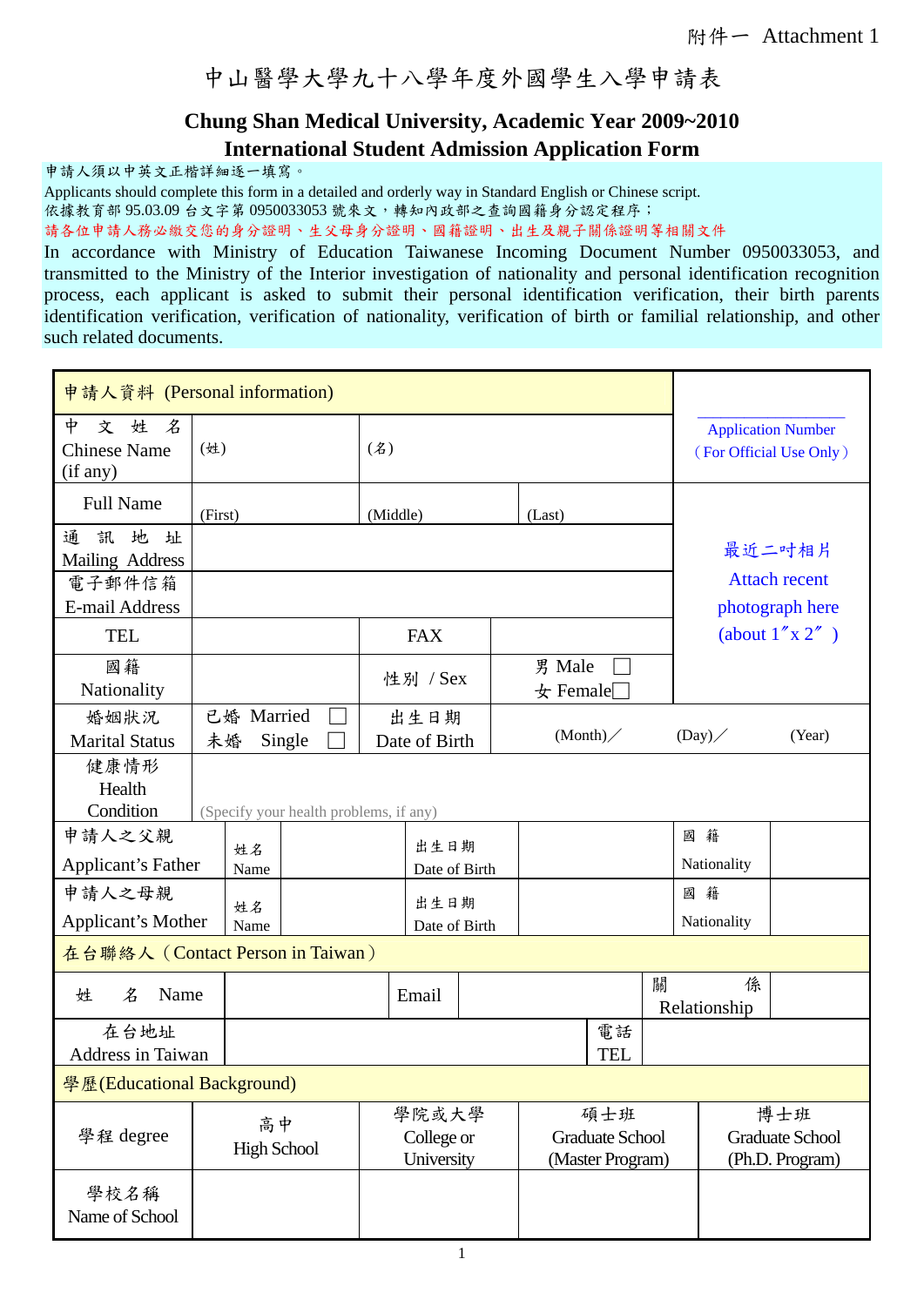附件一 Attachment 1

# 中山醫學大學九十八學年度外國學生入學申請表

## Chung Shan Medical University, Academic Year 2009~2010
## International Student Admission Application Form

申請人須以中英文正楷詳細逐一填寫。

Applicants should complete this form in a detailed and orderly way in Standard English or Chinese script.

依據教育部 95.03.09 台文字第 0950033053 號來文，轉知內政部之查詢國籍身分認定程序；

請各位申請人務必繳交您的身分證明、生父母身分證明、國籍證明、出生及親子關係證明等相關文件

In accordance with Ministry of Education Taiwanese Incoming Document Number 0950033053, and transmitted to the Ministry of the Interior investigation of nationality and personal identification recognition process, each applicant is asked to submit their personal identification verification, their birth parents identification verification, verification of nationality, verification of birth or familial relationship, and other such related documents.

| 申請人資料 (Personal information) | | | | | Application Number （For Official Use Only） |
|---|---|---|---|---|---|
| 中文姓名 Chinese Name (if any) | (姓) | (名) | | | |
| Full Name | (First) | (Middle) | (Last) | | 最近二吋相片 Attach recent photograph here (about 1″x 2″ ) |
| 通訊地址 Mailing Address | | | | | |
| 電子郵件信箱 E-mail Address | | | | | |
| TEL | | FAX | | | |
| 國籍 Nationality | | 性別 / Sex | 男 Male ☐ 女 Female☐ | | |
| 婚姻狀況 Marital Status | 已婚 Married ☐ 未婚 Single ☐ | 出生日期 Date of Birth | (Month)／ (Day)／ (Year) | | |
| 健康情形 Health Condition | (Specify your health problems, if any) | | | | |
| 申請人之父親 Applicant's Father | 姓名 Name | | 出生日期 Date of Birth | | 國籍 Nationality |
| 申請人之母親 Applicant's Mother | 姓名 Name | | 出生日期 Date of Birth | | 國籍 Nationality |

| 在台聯絡人（Contact Person in Taiwan） | | | | | |
|---|---|---|---|---|---|
| 姓名 Name | | Email | | 關係 Relationship | |
| 在台地址 Address in Taiwan | | | | 電話 TEL | |

| 學歷(Educational Background) | | | | |
|---|---|---|---|---|
| 學程 degree | 高中 High School | 學院或大學 College or University | 碩士班 Graduate School (Master Program) | 博士班 Graduate School (Ph.D. Program) |
| 學校名稱 Name of School | | | | |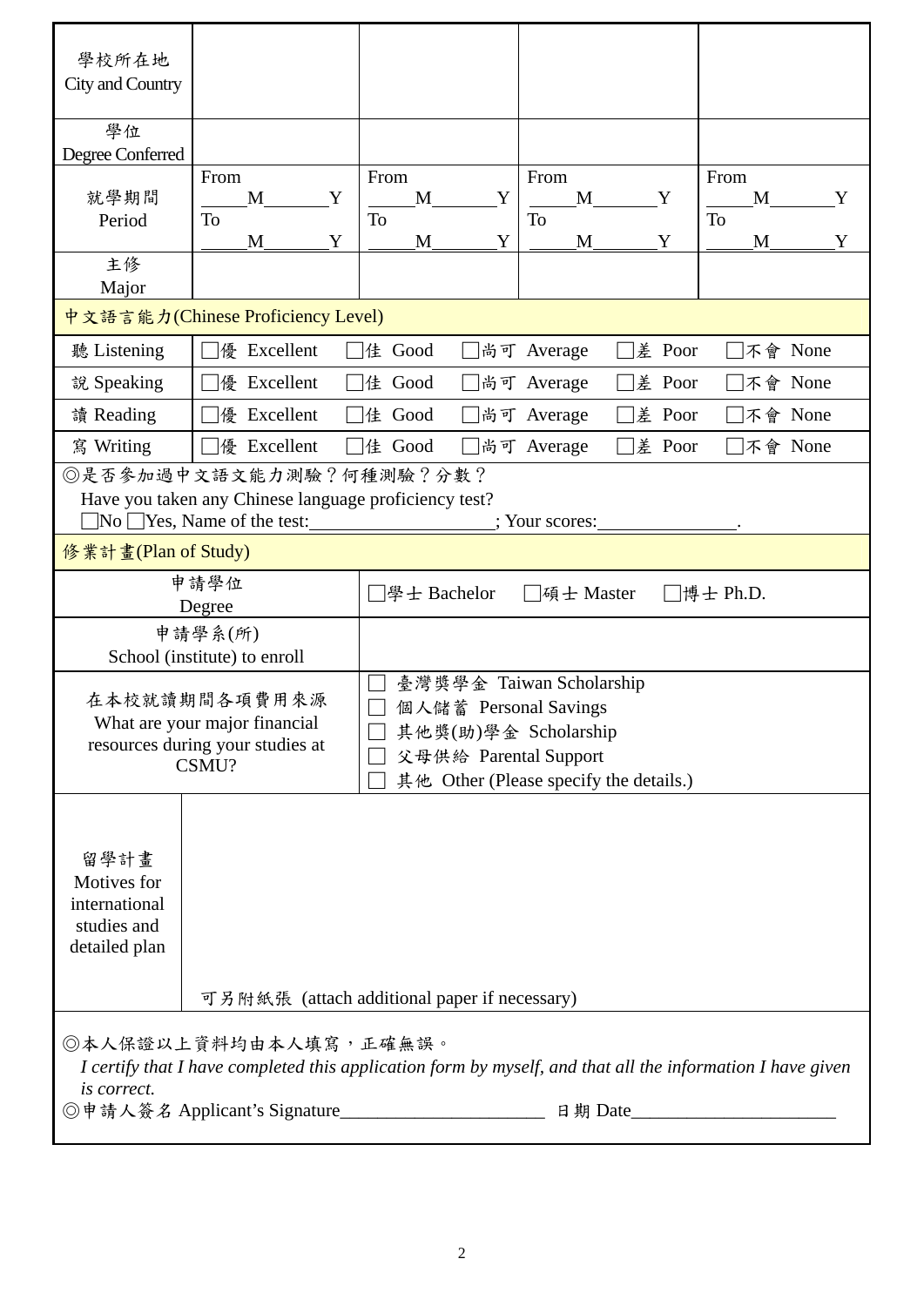| 學校所在地 City and Country | | | | |
|---|---|---|---|---|
| 學位 Degree Conferred | | | | |
| 就學期間 Period | From \_\_\_\_\_M\_\_\_\_\_\_\_Y To \_\_\_\_\_M\_\_\_\_\_\_\_Y | From \_\_\_\_\_M\_\_\_\_\_\_\_Y To \_\_\_\_\_M\_\_\_\_\_\_\_Y | From \_\_\_\_\_M\_\_\_\_\_\_\_Y To \_\_\_\_\_M\_\_\_\_\_\_\_Y | From \_\_\_\_\_M\_\_\_\_\_\_\_Y To \_\_\_\_\_M\_\_\_\_\_\_\_Y |
| 主修 Major | | | | |

**中文語言能力(Chinese Proficiency Level)**

| | | | | | |
|---|---|---|---|---|---|
| 聽 Listening | □優 Excellent | □佳 Good | □尚可 Average | □差 Poor | □不會 None |
| 說 Speaking | □優 Excellent | □佳 Good | □尚可 Average | □差 Poor | □不會 None |
| 讀 Reading | □優 Excellent | □佳 Good | □尚可 Average | □差 Poor | □不會 None |
| 寫 Writing | □優 Excellent | □佳 Good | □尚可 Average | □差 Poor | □不會 None |

◎是否參加過中文語文能力測驗？何種測驗？分數？
Have you taken any Chinese language proficiency test?
□No □Yes, Name of the test:\_\_\_\_\_\_\_\_\_\_\_\_\_\_\_\_\_\_\_\_; Your scores:\_\_\_\_\_\_\_\_\_\_\_\_\_\_\_\_.

**修業計畫(Plan of Study)**

| | |
|---|---|
| 申請學位 Degree | □學士 Bachelor □碩士 Master □博士 Ph.D. |
| 申請學系(所) School (institute) to enroll | |
| 在本校就讀期間各項費用來源 What are your major financial resources during your studies at CSMU? | □ 臺灣獎學金 Taiwan Scholarship<br>□ 個人儲蓄 Personal Savings<br>□ 其他獎(助)學金 Scholarship<br>□ 父母供給 Parental Support<br>□ 其他 Other (Please specify the details.) |
| 留學計畫 Motives for international studies and detailed plan | 可另附紙張 (attach additional paper if necessary) |

◎本人保證以上資料均由本人填寫，正確無誤。
*I certify that I have completed this application form by myself, and that all the information I have given is correct.*

◎申請人簽名 Applicant's Signature\_\_\_\_\_\_\_\_\_\_\_\_\_\_\_\_\_\_\_\_\_\_ 日期 Date\_\_\_\_\_\_\_\_\_\_\_\_\_\_\_\_\_\_\_\_\_\_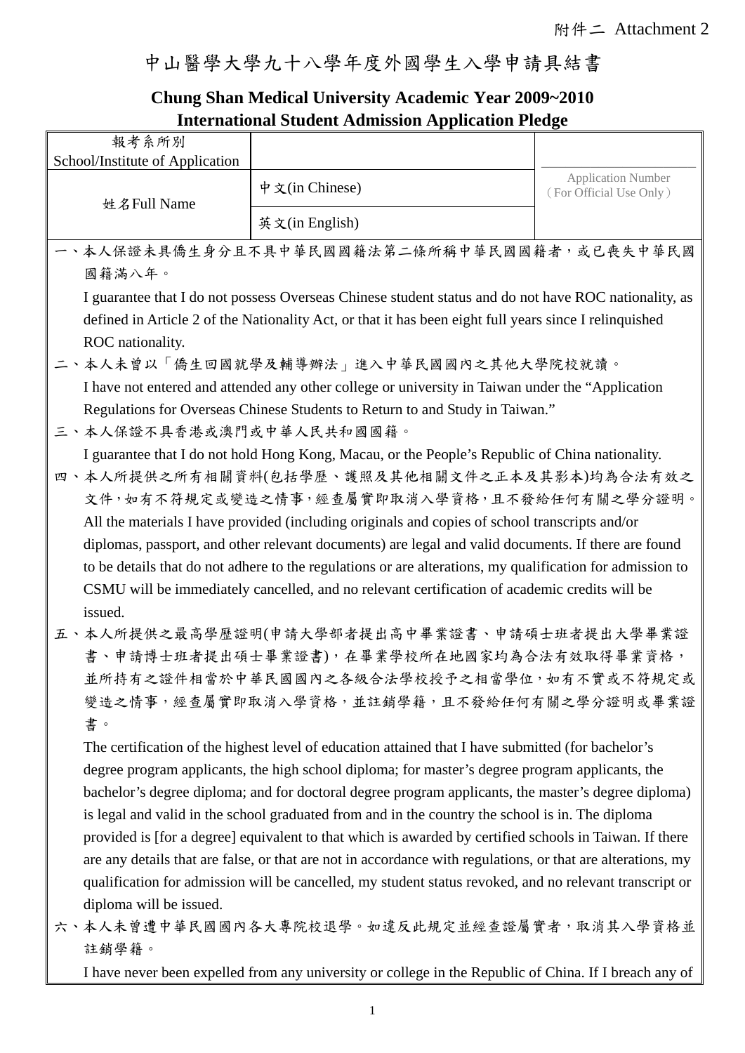附件二 Attachment 2

# 中山醫學大學九十八學年度外國學生入學申請具結書

## Chung Shan Medical University Academic Year 2009~2010 International Student Admission Application Pledge

| 報考系所別 School/Institute of Application | | |
|---|---|---|
| 姓名Full Name | 中文(in Chinese) | Application Number (For Official Use Only) |
| | 英文(in English) | |

一、本人保證未具僑生身分且不具中華民國國籍法第二條所稱中華民國國籍者，或已喪失中華民國國籍滿八年。

I guarantee that I do not possess Overseas Chinese student status and do not have ROC nationality, as defined in Article 2 of the Nationality Act, or that it has been eight full years since I relinquished ROC nationality.

二、本人未曾以「僑生回國就學及輔導辦法」進入中華民國國內之其他大學院校就讀。

I have not entered and attended any other college or university in Taiwan under the "Application Regulations for Overseas Chinese Students to Return to and Study in Taiwan."

三、本人保證不具香港或澳門或中華人民共和國國籍。

I guarantee that I do not hold Hong Kong, Macau, or the People's Republic of China nationality.

四、本人所提供之所有相關資料(包括學歷、護照及其他相關文件之正本及其影本)均為合法有效之文件，如有不符規定或變造之情事，經查屬實即取消入學資格，且不發給任何有關之學分證明。

All the materials I have provided (including originals and copies of school transcripts and/or diplomas, passport, and other relevant documents) are legal and valid documents. If there are found to be details that do not adhere to the regulations or are alterations, my qualification for admission to CSMU will be immediately cancelled, and no relevant certification of academic credits will be issued.

五、本人所提供之最高學歷證明(申請大學部者提出高中畢業證書、申請碩士班者提出大學畢業證書、申請博士班者提出碩士畢業證書)，在畢業學校所在地國家均為合法有效取得畢業資格，並所持有之證件相當於中華民國國內之各級合法學校授予之相當學位，如有不實或不符規定或變造之情事，經查屬實即取消入學資格，並註銷學籍，且不發給任何有關之學分證明或畢業證書。

The certification of the highest level of education attained that I have submitted (for bachelor's degree program applicants, the high school diploma; for master's degree program applicants, the bachelor's degree diploma; and for doctoral degree program applicants, the master's degree diploma) is legal and valid in the school graduated from and in the country the school is in. The diploma provided is [for a degree] equivalent to that which is awarded by certified schools in Taiwan. If there are any details that are false, or that are not in accordance with regulations, or that are alterations, my qualification for admission will be cancelled, my student status revoked, and no relevant transcript or diploma will be issued.

六、本人未曾遭中華民國國內各大專院校退學。如違反此規定並經查證屬實者，取消其入學資格並註銷學籍。

I have never been expelled from any university or college in the Republic of China. If I breach any of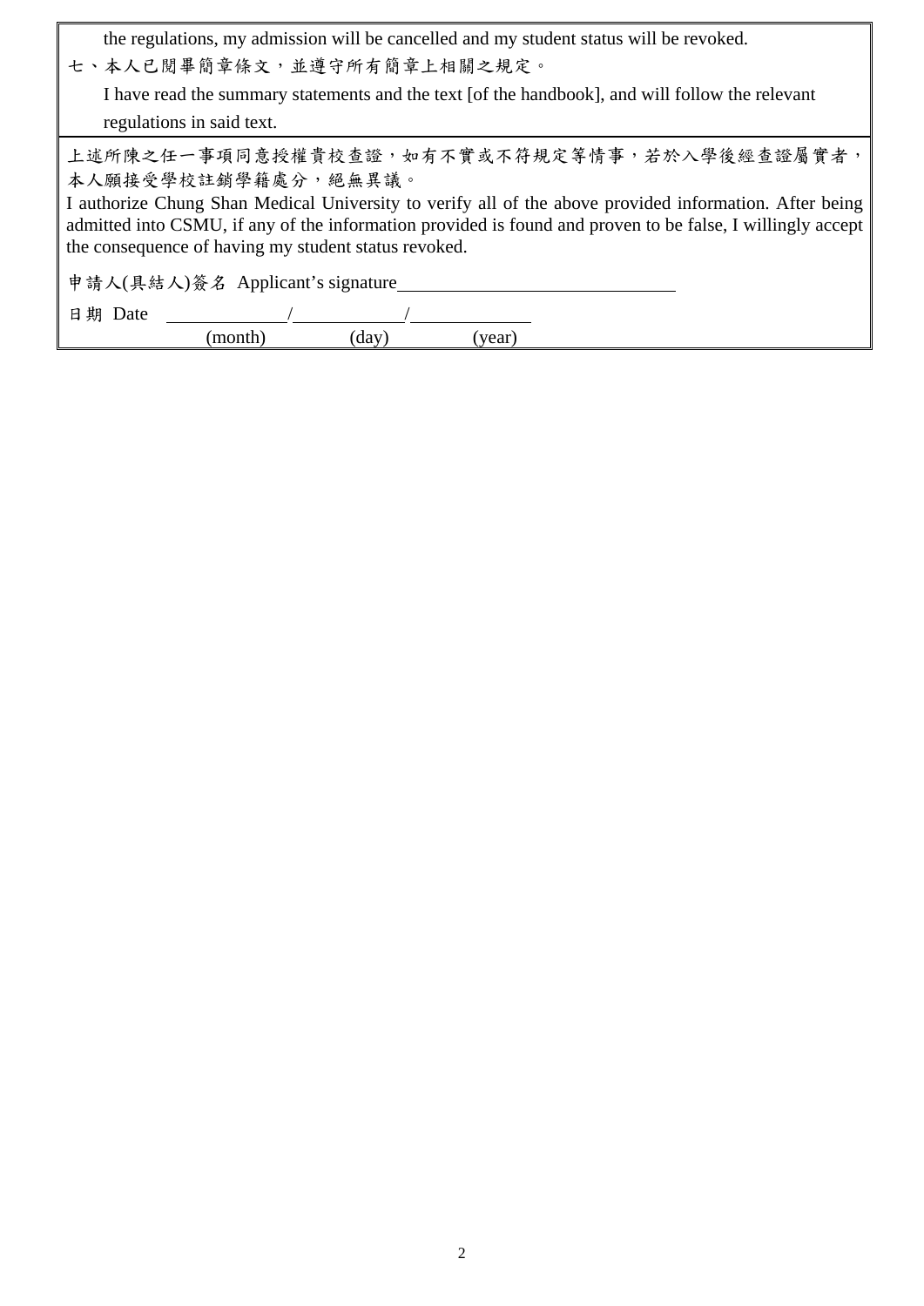the regulations, my admission will be cancelled and my student status will be revoked.

七、本人已閱畢簡章條文，並遵守所有簡章上相關之規定。

I have read the summary statements and the text [of the handbook], and will follow the relevant regulations in said text.

上述所陳之任一事項同意授權貴校查證，如有不實或不符規定等情事，若於入學後經查證屬實者，本人願接受學校註銷學籍處分，絕無異議。

I authorize Chung Shan Medical University to verify all of the above provided information. After being admitted into CSMU, if any of the information provided is found and proven to be false, I willingly accept the consequence of having my student status revoked.

申請人(具結人)簽名 Applicant's signature______________________________

日期 Date ____________/___________/____________
(month) (day) (year)